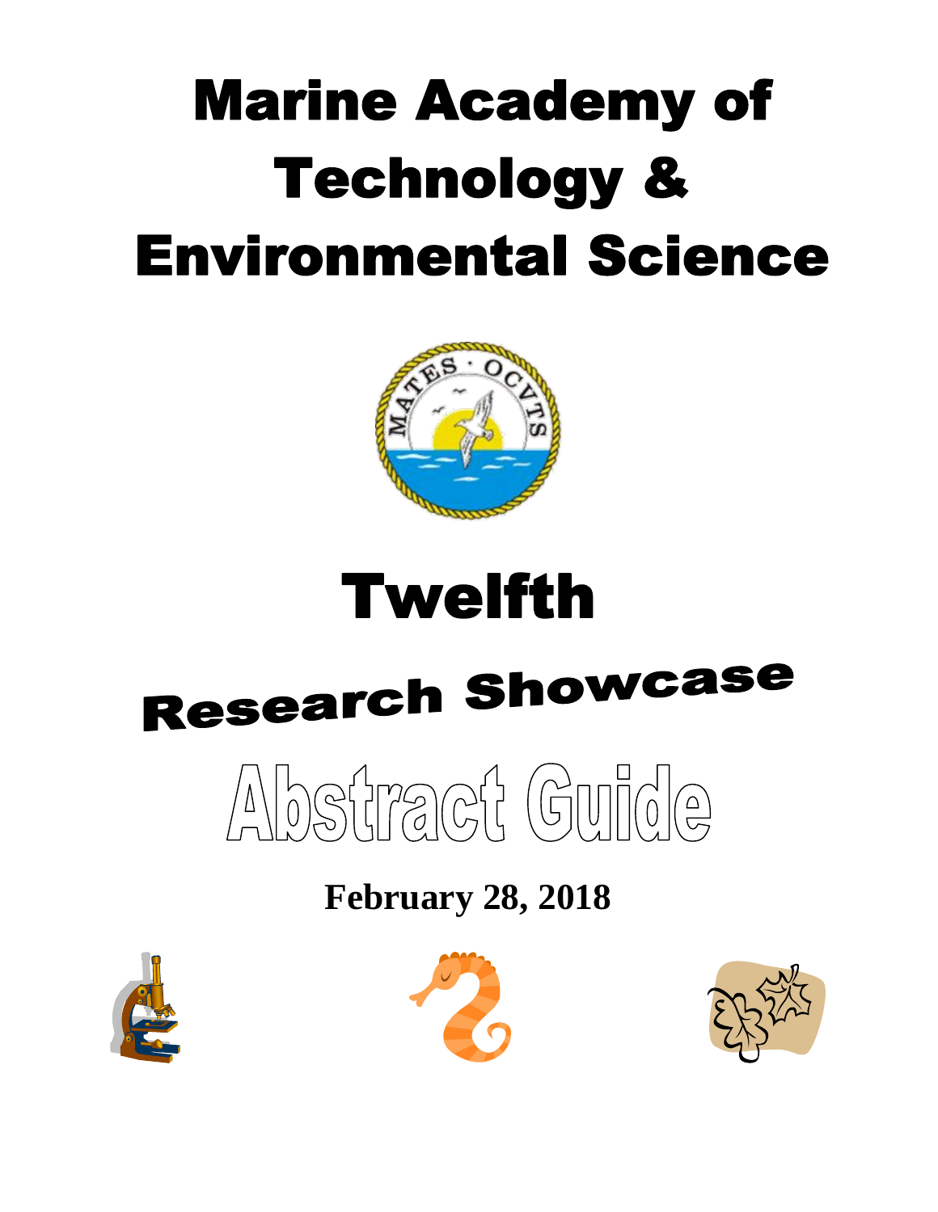# Marine Academy of Technology & Environmental Science

# Twelfth

# Research Showcase

# Abstract Guide

**February 28, 2018**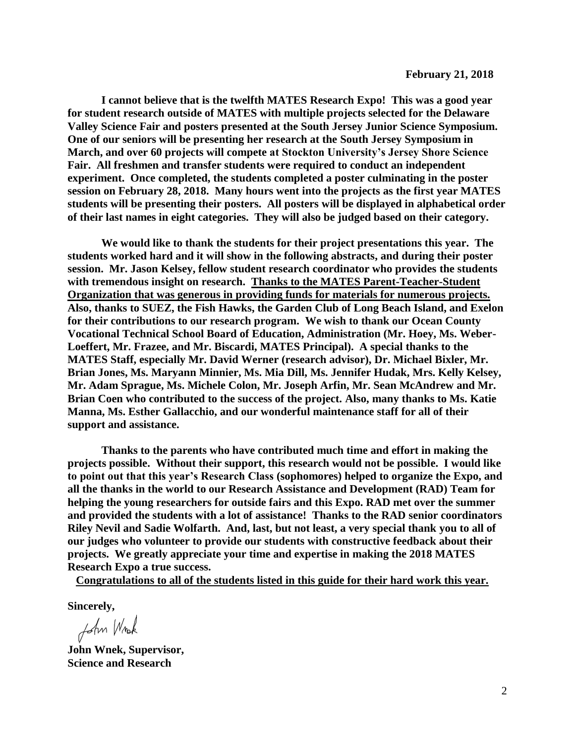**February 21, 2018**

**I cannot believe that is the twelfth MATES Research Expo! This was a good year for student research outside of MATES with multiple projects selected for the Delaware Valley Science Fair and posters presented at the South Jersey Junior Science Symposium. One of our seniors will be presenting her research at the South Jersey Symposium in March, and over 60 projects will compete at Stockton University's Jersey Shore Science Fair. All freshmen and transfer students were required to conduct an independent experiment. Once completed, the students completed a poster culminating in the poster session on February 28, 2018. Many hours went into the projects as the first year MATES students will be presenting their posters. All posters will be displayed in alphabetical order of their last names in eight categories. They will also be judged based on their category.**

**We would like to thank the students for their project presentations this year. The students worked hard and it will show in the following abstracts, and during their poster session. Mr. Jason Kelsey, fellow student research coordinator who provides the students with tremendous insight on research. <u>Thanks to the MATES Parent-Teacher-Student Organization that was generous in providing funds for materials for numerous projects.</u> Also, thanks to SUEZ, the Fish Hawks, the Garden Club of Long Beach Island, and Exelon for their contributions to our research program. We wish to thank our Ocean County Vocational Technical School Board of Education, Administration (Mr. Hoey, Ms. Weber-Loeffert, Mr. Frazee, and Mr. Biscardi, MATES Principal). A special thanks to the MATES Staff, especially Mr. David Werner (research advisor), Dr. Michael Bixler, Mr. Brian Jones, Ms. Maryann Minnier, Ms. Mia Dill, Ms. Jennifer Hudak, Mrs. Kelly Kelsey, Mr. Adam Sprague, Ms. Michele Colon, Mr. Joseph Arfin, Mr. Sean McAndrew and Mr. Brian Coen who contributed to the success of the project. Also, many thanks to Ms. Katie Manna, Ms. Esther Gallacchio, and our wonderful maintenance staff for all of their support and assistance.**

**Thanks to the parents who have contributed much time and effort in making the projects possible. Without their support, this research would not be possible. I would like to point out that this year's Research Class (sophomores) helped to organize the Expo, and all the thanks in the world to our Research Assistance and Development (RAD) Team for helping the young researchers for outside fairs and this Expo. RAD met over the summer and provided the students with a lot of assistance! Thanks to the RAD senior coordinators Riley Nevil and Sadie Wolfarth. And, last, but not least, a very special thank you to all of our judges who volunteer to provide our students with constructive feedback about their projects. We greatly appreciate your time and expertise in making the 2018 MATES Research Expo a true success.**

**<u>Congratulations to all of the students listed in this guide for their hard work this year.</u>**

**Sincerely,**

John Wnek

**John Wnek, Supervisor,**
**Science and Research**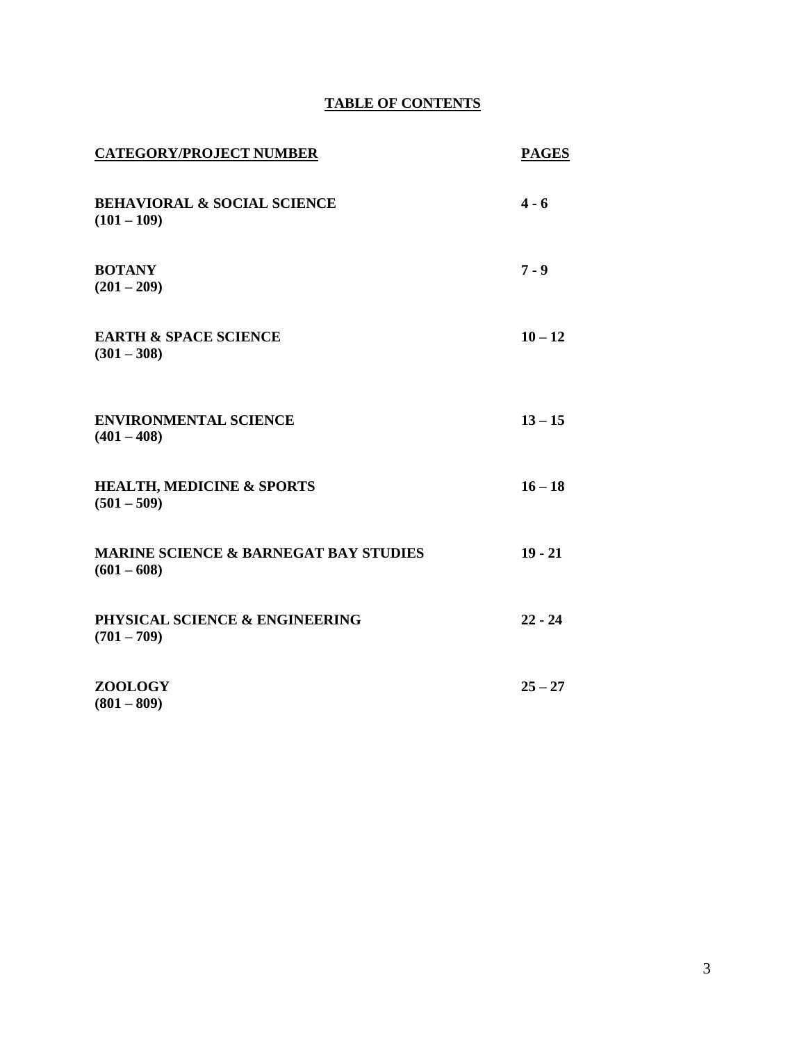# TABLE OF CONTENTS

| CATEGORY/PROJECT NUMBER | PAGES |
|---|---|
| **BEHAVIORAL & SOCIAL SCIENCE** **(101 – 109)** | **4 - 6** |
| **BOTANY** **(201 – 209)** | **7 - 9** |
| **EARTH & SPACE SCIENCE** **(301 – 308)** | **10 – 12** |
| **ENVIRONMENTAL SCIENCE** **(401 – 408)** | **13 – 15** |
| **HEALTH, MEDICINE & SPORTS** **(501 – 509)** | **16 – 18** |
| **MARINE SCIENCE & BARNEGAT BAY STUDIES** **(601 – 608)** | **19 - 21** |
| **PHYSICAL SCIENCE & ENGINEERING** **(701 – 709)** | **22 - 24** |
| **ZOOLOGY** **(801 – 809)** | **25 – 27** |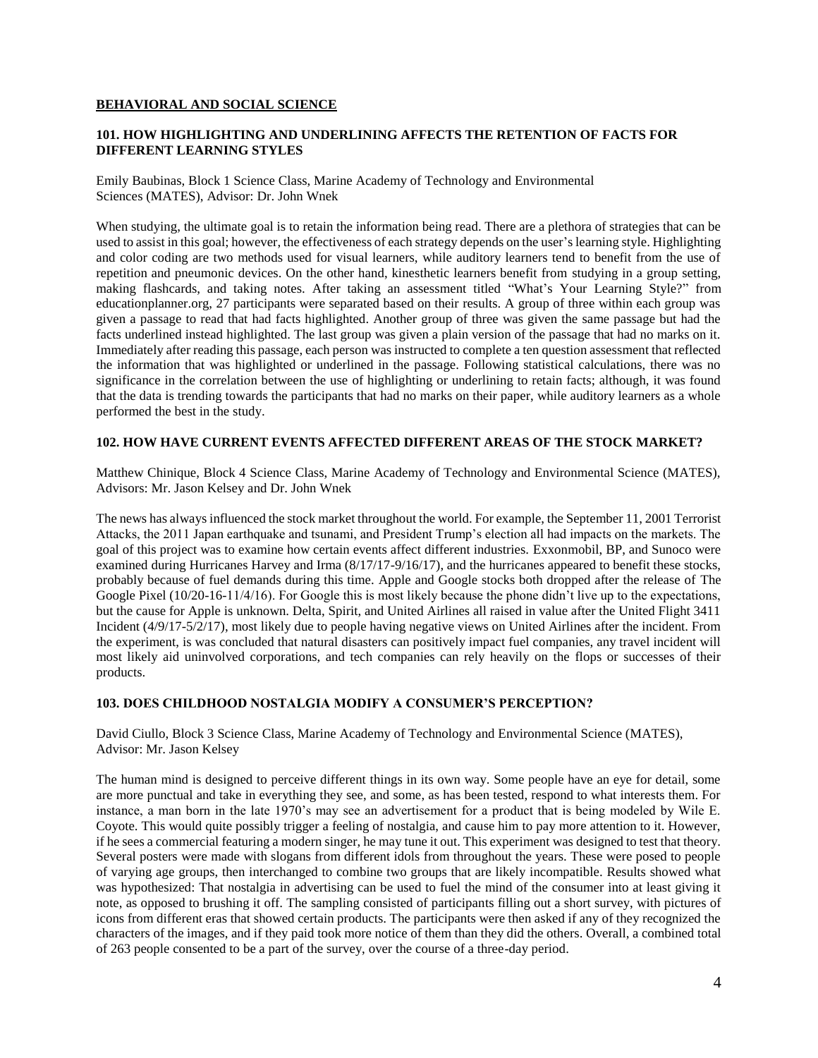## BEHAVIORAL AND SOCIAL SCIENCE

### 101. HOW HIGHLIGHTING AND UNDERLINING AFFECTS THE RETENTION OF FACTS FOR DIFFERENT LEARNING STYLES

Emily Baubinas, Block 1 Science Class, Marine Academy of Technology and Environmental Sciences (MATES), Advisor: Dr. John Wnek

When studying, the ultimate goal is to retain the information being read. There are a plethora of strategies that can be used to assist in this goal; however, the effectiveness of each strategy depends on the user's learning style. Highlighting and color coding are two methods used for visual learners, while auditory learners tend to benefit from the use of repetition and pneumonic devices. On the other hand, kinesthetic learners benefit from studying in a group setting, making flashcards, and taking notes. After taking an assessment titled "What's Your Learning Style?" from educationplanner.org, 27 participants were separated based on their results. A group of three within each group was given a passage to read that had facts highlighted. Another group of three was given the same passage but had the facts underlined instead highlighted. The last group was given a plain version of the passage that had no marks on it. Immediately after reading this passage, each person was instructed to complete a ten question assessment that reflected the information that was highlighted or underlined in the passage. Following statistical calculations, there was no significance in the correlation between the use of highlighting or underlining to retain facts; although, it was found that the data is trending towards the participants that had no marks on their paper, while auditory learners as a whole performed the best in the study.

### 102. HOW HAVE CURRENT EVENTS AFFECTED DIFFERENT AREAS OF THE STOCK MARKET?

Matthew Chinique, Block 4 Science Class, Marine Academy of Technology and Environmental Science (MATES), Advisors: Mr. Jason Kelsey and Dr. John Wnek

The news has always influenced the stock market throughout the world. For example, the September 11, 2001 Terrorist Attacks, the 2011 Japan earthquake and tsunami, and President Trump's election all had impacts on the markets. The goal of this project was to examine how certain events affect different industries. Exxonmobil, BP, and Sunoco were examined during Hurricanes Harvey and Irma (8/17/17-9/16/17), and the hurricanes appeared to benefit these stocks, probably because of fuel demands during this time. Apple and Google stocks both dropped after the release of The Google Pixel (10/20-16-11/4/16). For Google this is most likely because the phone didn't live up to the expectations, but the cause for Apple is unknown. Delta, Spirit, and United Airlines all raised in value after the United Flight 3411 Incident (4/9/17-5/2/17), most likely due to people having negative views on United Airlines after the incident. From the experiment, is was concluded that natural disasters can positively impact fuel companies, any travel incident will most likely aid uninvolved corporations, and tech companies can rely heavily on the flops or successes of their products.

### 103. DOES CHILDHOOD NOSTALGIA MODIFY A CONSUMER'S PERCEPTION?

David Ciullo, Block 3 Science Class, Marine Academy of Technology and Environmental Science (MATES), Advisor: Mr. Jason Kelsey

The human mind is designed to perceive different things in its own way. Some people have an eye for detail, some are more punctual and take in everything they see, and some, as has been tested, respond to what interests them. For instance, a man born in the late 1970's may see an advertisement for a product that is being modeled by Wile E. Coyote. This would quite possibly trigger a feeling of nostalgia, and cause him to pay more attention to it. However, if he sees a commercial featuring a modern singer, he may tune it out. This experiment was designed to test that theory. Several posters were made with slogans from different idols from throughout the years. These were posed to people of varying age groups, then interchanged to combine two groups that are likely incompatible. Results showed what was hypothesized: That nostalgia in advertising can be used to fuel the mind of the consumer into at least giving it note, as opposed to brushing it off. The sampling consisted of participants filling out a short survey, with pictures of icons from different eras that showed certain products. The participants were then asked if any of they recognized the characters of the images, and if they paid took more notice of them than they did the others. Overall, a combined total of 263 people consented to be a part of the survey, over the course of a three-day period.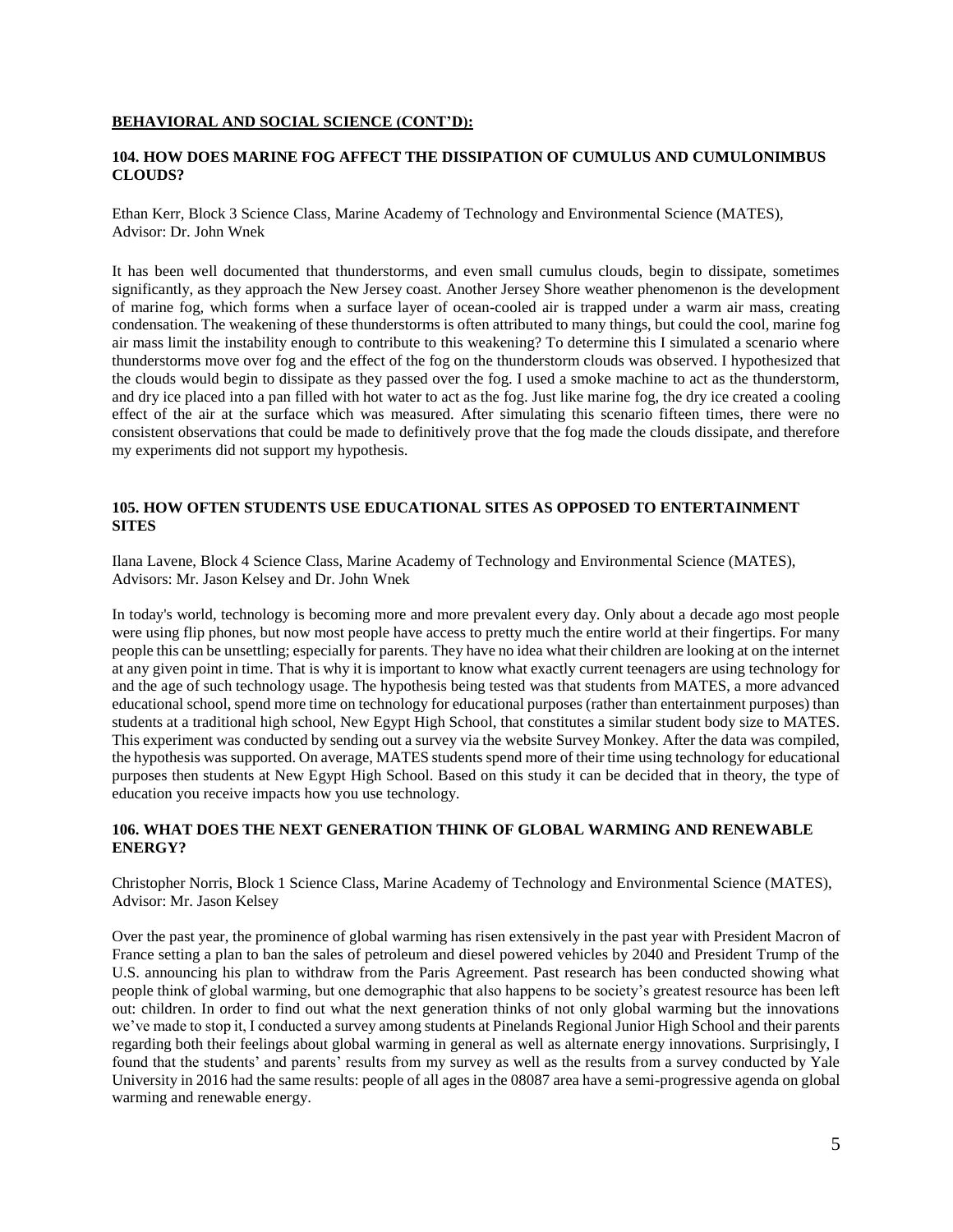**BEHAVIORAL AND SOCIAL SCIENCE (CONT'D):**

### 104. HOW DOES MARINE FOG AFFECT THE DISSIPATION OF CUMULUS AND CUMULONIMBUS CLOUDS?

Ethan Kerr, Block 3 Science Class, Marine Academy of Technology and Environmental Science (MATES), Advisor: Dr. John Wnek

It has been well documented that thunderstorms, and even small cumulus clouds, begin to dissipate, sometimes significantly, as they approach the New Jersey coast. Another Jersey Shore weather phenomenon is the development of marine fog, which forms when a surface layer of ocean-cooled air is trapped under a warm air mass, creating condensation. The weakening of these thunderstorms is often attributed to many things, but could the cool, marine fog air mass limit the instability enough to contribute to this weakening? To determine this I simulated a scenario where thunderstorms move over fog and the effect of the fog on the thunderstorm clouds was observed. I hypothesized that the clouds would begin to dissipate as they passed over the fog. I used a smoke machine to act as the thunderstorm, and dry ice placed into a pan filled with hot water to act as the fog. Just like marine fog, the dry ice created a cooling effect of the air at the surface which was measured. After simulating this scenario fifteen times, there were no consistent observations that could be made to definitively prove that the fog made the clouds dissipate, and therefore my experiments did not support my hypothesis.

### 105. HOW OFTEN STUDENTS USE EDUCATIONAL SITES AS OPPOSED TO ENTERTAINMENT SITES

Ilana Lavene, Block 4 Science Class, Marine Academy of Technology and Environmental Science (MATES), Advisors: Mr. Jason Kelsey and Dr. John Wnek

In today's world, technology is becoming more and more prevalent every day. Only about a decade ago most people were using flip phones, but now most people have access to pretty much the entire world at their fingertips. For many people this can be unsettling; especially for parents. They have no idea what their children are looking at on the internet at any given point in time. That is why it is important to know what exactly current teenagers are using technology for and the age of such technology usage. The hypothesis being tested was that students from MATES, a more advanced educational school, spend more time on technology for educational purposes (rather than entertainment purposes) than students at a traditional high school, New Egypt High School, that constitutes a similar student body size to MATES. This experiment was conducted by sending out a survey via the website Survey Monkey. After the data was compiled, the hypothesis was supported. On average, MATES students spend more of their time using technology for educational purposes then students at New Egypt High School. Based on this study it can be decided that in theory, the type of education you receive impacts how you use technology.

### 106. WHAT DOES THE NEXT GENERATION THINK OF GLOBAL WARMING AND RENEWABLE ENERGY?

Christopher Norris, Block 1 Science Class, Marine Academy of Technology and Environmental Science (MATES), Advisor: Mr. Jason Kelsey

Over the past year, the prominence of global warming has risen extensively in the past year with President Macron of France setting a plan to ban the sales of petroleum and diesel powered vehicles by 2040 and President Trump of the U.S. announcing his plan to withdraw from the Paris Agreement. Past research has been conducted showing what people think of global warming, but one demographic that also happens to be society's greatest resource has been left out: children. In order to find out what the next generation thinks of not only global warming but the innovations we've made to stop it, I conducted a survey among students at Pinelands Regional Junior High School and their parents regarding both their feelings about global warming in general as well as alternate energy innovations. Surprisingly, I found that the students' and parents' results from my survey as well as the results from a survey conducted by Yale University in 2016 had the same results: people of all ages in the 08087 area have a semi-progressive agenda on global warming and renewable energy.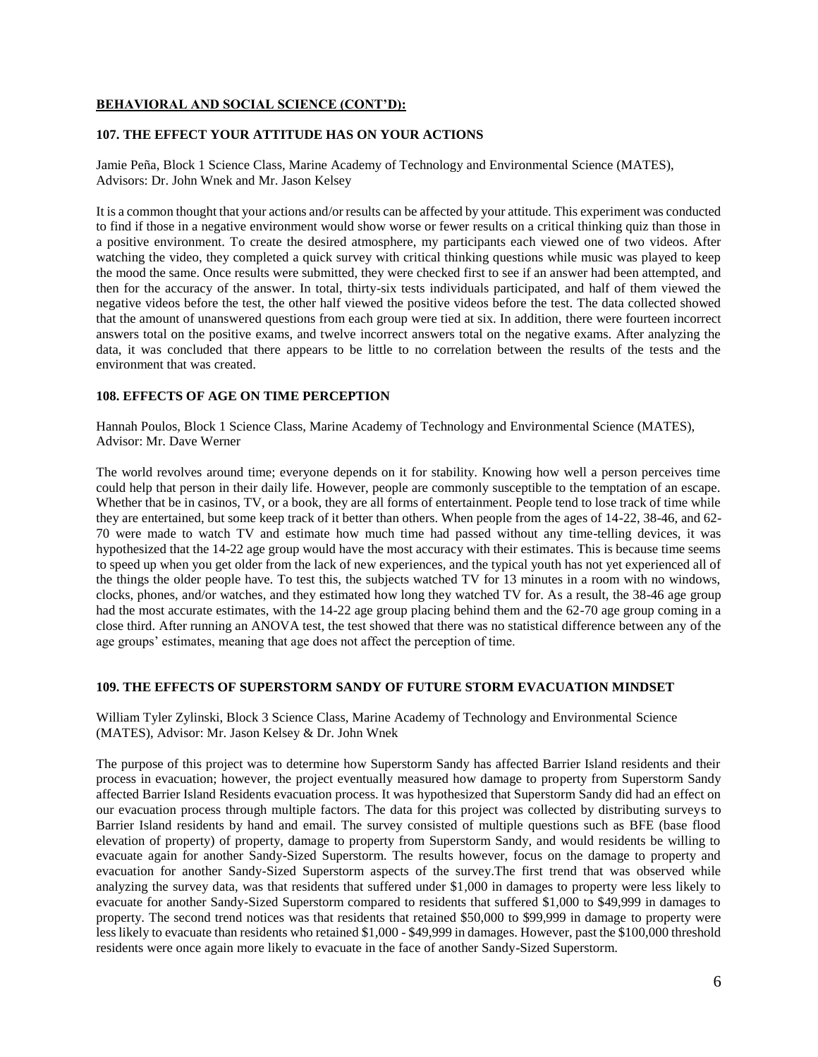## BEHAVIORAL AND SOCIAL SCIENCE (CONT'D):

### 107. THE EFFECT YOUR ATTITUDE HAS ON YOUR ACTIONS

Jamie Peña, Block 1 Science Class, Marine Academy of Technology and Environmental Science (MATES), Advisors: Dr. John Wnek and Mr. Jason Kelsey

It is a common thought that your actions and/or results can be affected by your attitude. This experiment was conducted to find if those in a negative environment would show worse or fewer results on a critical thinking quiz than those in a positive environment. To create the desired atmosphere, my participants each viewed one of two videos. After watching the video, they completed a quick survey with critical thinking questions while music was played to keep the mood the same. Once results were submitted, they were checked first to see if an answer had been attempted, and then for the accuracy of the answer. In total, thirty-six tests individuals participated, and half of them viewed the negative videos before the test, the other half viewed the positive videos before the test. The data collected showed that the amount of unanswered questions from each group were tied at six. In addition, there were fourteen incorrect answers total on the positive exams, and twelve incorrect answers total on the negative exams. After analyzing the data, it was concluded that there appears to be little to no correlation between the results of the tests and the environment that was created.

### 108. EFFECTS OF AGE ON TIME PERCEPTION

Hannah Poulos, Block 1 Science Class, Marine Academy of Technology and Environmental Science (MATES), Advisor: Mr. Dave Werner

The world revolves around time; everyone depends on it for stability. Knowing how well a person perceives time could help that person in their daily life. However, people are commonly susceptible to the temptation of an escape. Whether that be in casinos, TV, or a book, they are all forms of entertainment. People tend to lose track of time while they are entertained, but some keep track of it better than others. When people from the ages of 14-22, 38-46, and 62-70 were made to watch TV and estimate how much time had passed without any time-telling devices, it was hypothesized that the 14-22 age group would have the most accuracy with their estimates. This is because time seems to speed up when you get older from the lack of new experiences, and the typical youth has not yet experienced all of the things the older people have. To test this, the subjects watched TV for 13 minutes in a room with no windows, clocks, phones, and/or watches, and they estimated how long they watched TV for. As a result, the 38-46 age group had the most accurate estimates, with the 14-22 age group placing behind them and the 62-70 age group coming in a close third. After running an ANOVA test, the test showed that there was no statistical difference between any of the age groups' estimates, meaning that age does not affect the perception of time.

### 109. THE EFFECTS OF SUPERSTORM SANDY OF FUTURE STORM EVACUATION MINDSET

William Tyler Zylinski, Block 3 Science Class, Marine Academy of Technology and Environmental Science (MATES), Advisor: Mr. Jason Kelsey & Dr. John Wnek

The purpose of this project was to determine how Superstorm Sandy has affected Barrier Island residents and their process in evacuation; however, the project eventually measured how damage to property from Superstorm Sandy affected Barrier Island Residents evacuation process. It was hypothesized that Superstorm Sandy did had an effect on our evacuation process through multiple factors. The data for this project was collected by distributing surveys to Barrier Island residents by hand and email. The survey consisted of multiple questions such as BFE (base flood elevation of property) of property, damage to property from Superstorm Sandy, and would residents be willing to evacuate again for another Sandy-Sized Superstorm. The results however, focus on the damage to property and evacuation for another Sandy-Sized Superstorm aspects of the survey.The first trend that was observed while analyzing the survey data, was that residents that suffered under $1,000 in damages to property were less likely to evacuate for another Sandy-Sized Superstorm compared to residents that suffered $1,000 to $49,999 in damages to property. The second trend notices was that residents that retained $50,000 to $99,999 in damage to property were less likely to evacuate than residents who retained $1,000 - $49,999 in damages. However, past the $100,000 threshold residents were once again more likely to evacuate in the face of another Sandy-Sized Superstorm.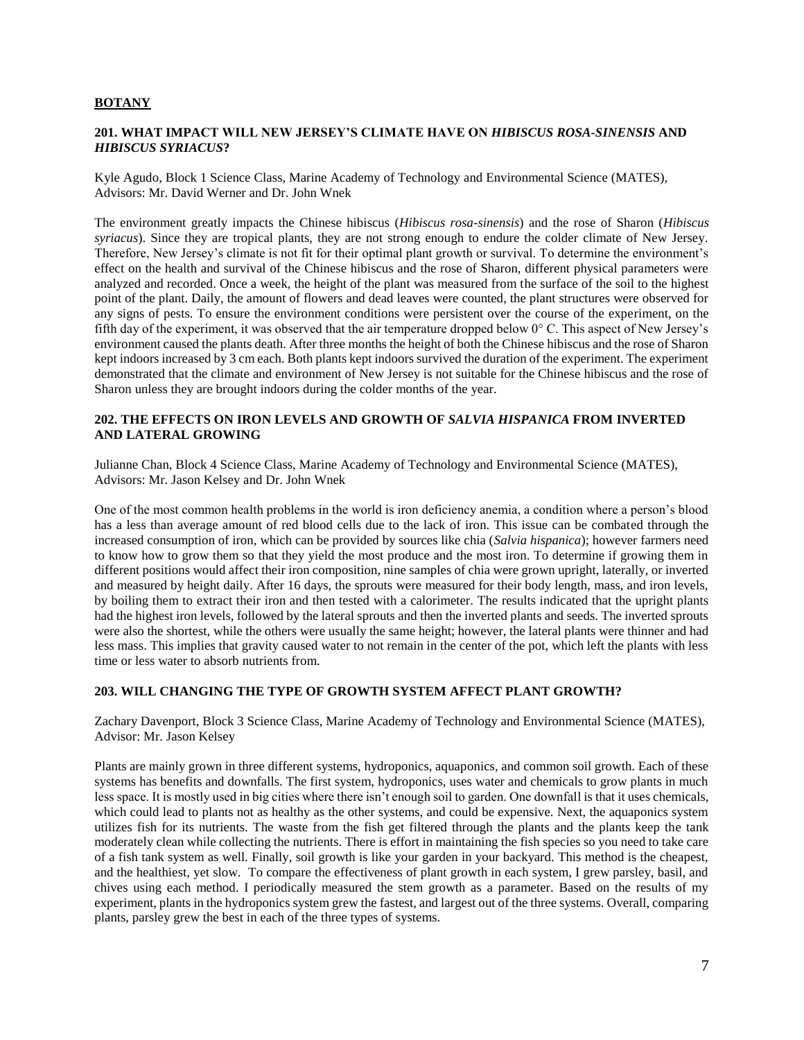## BOTANY

### 201. WHAT IMPACT WILL NEW JERSEY'S CLIMATE HAVE ON *HIBISCUS ROSA-SINENSIS* AND *HIBISCUS SYRIACUS*?

Kyle Agudo, Block 1 Science Class, Marine Academy of Technology and Environmental Science (MATES), Advisors: Mr. David Werner and Dr. John Wnek

The environment greatly impacts the Chinese hibiscus (*Hibiscus rosa-sinensis*) and the rose of Sharon (*Hibiscus syriacus*). Since they are tropical plants, they are not strong enough to endure the colder climate of New Jersey. Therefore, New Jersey's climate is not fit for their optimal plant growth or survival. To determine the environment's effect on the health and survival of the Chinese hibiscus and the rose of Sharon, different physical parameters were analyzed and recorded. Once a week, the height of the plant was measured from the surface of the soil to the highest point of the plant. Daily, the amount of flowers and dead leaves were counted, the plant structures were observed for any signs of pests. To ensure the environment conditions were persistent over the course of the experiment, on the fifth day of the experiment, it was observed that the air temperature dropped below 0° C. This aspect of New Jersey's environment caused the plants death. After three months the height of both the Chinese hibiscus and the rose of Sharon kept indoors increased by 3 cm each. Both plants kept indoors survived the duration of the experiment. The experiment demonstrated that the climate and environment of New Jersey is not suitable for the Chinese hibiscus and the rose of Sharon unless they are brought indoors during the colder months of the year.

### 202. THE EFFECTS ON IRON LEVELS AND GROWTH OF *SALVIA HISPANICA* FROM INVERTED AND LATERAL GROWING

Julianne Chan, Block 4 Science Class, Marine Academy of Technology and Environmental Science (MATES), Advisors: Mr. Jason Kelsey and Dr. John Wnek

One of the most common health problems in the world is iron deficiency anemia, a condition where a person's blood has a less than average amount of red blood cells due to the lack of iron. This issue can be combated through the increased consumption of iron, which can be provided by sources like chia (*Salvia hispanica*); however farmers need to know how to grow them so that they yield the most produce and the most iron. To determine if growing them in different positions would affect their iron composition, nine samples of chia were grown upright, laterally, or inverted and measured by height daily. After 16 days, the sprouts were measured for their body length, mass, and iron levels, by boiling them to extract their iron and then tested with a calorimeter. The results indicated that the upright plants had the highest iron levels, followed by the lateral sprouts and then the inverted plants and seeds. The inverted sprouts were also the shortest, while the others were usually the same height; however, the lateral plants were thinner and had less mass. This implies that gravity caused water to not remain in the center of the pot, which left the plants with less time or less water to absorb nutrients from.

### 203. WILL CHANGING THE TYPE OF GROWTH SYSTEM AFFECT PLANT GROWTH?

Zachary Davenport, Block 3 Science Class, Marine Academy of Technology and Environmental Science (MATES), Advisor: Mr. Jason Kelsey

Plants are mainly grown in three different systems, hydroponics, aquaponics, and common soil growth. Each of these systems has benefits and downfalls. The first system, hydroponics, uses water and chemicals to grow plants in much less space. It is mostly used in big cities where there isn't enough soil to garden. One downfall is that it uses chemicals, which could lead to plants not as healthy as the other systems, and could be expensive. Next, the aquaponics system utilizes fish for its nutrients. The waste from the fish get filtered through the plants and the plants keep the tank moderately clean while collecting the nutrients. There is effort in maintaining the fish species so you need to take care of a fish tank system as well. Finally, soil growth is like your garden in your backyard. This method is the cheapest, and the healthiest, yet slow. To compare the effectiveness of plant growth in each system, I grew parsley, basil, and chives using each method. I periodically measured the stem growth as a parameter. Based on the results of my experiment, plants in the hydroponics system grew the fastest, and largest out of the three systems. Overall, comparing plants, parsley grew the best in each of the three types of systems.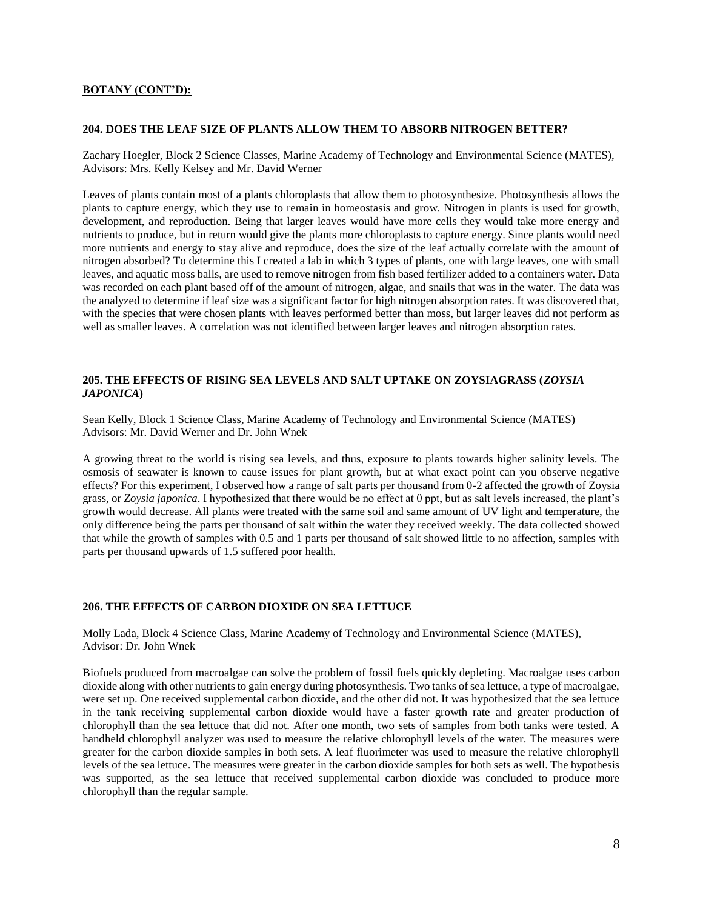**BOTANY (CONT'D):**

**204. DOES THE LEAF SIZE OF PLANTS ALLOW THEM TO ABSORB NITROGEN BETTER?**

Zachary Hoegler, Block 2 Science Classes, Marine Academy of Technology and Environmental Science (MATES), Advisors: Mrs. Kelly Kelsey and Mr. David Werner

Leaves of plants contain most of a plants chloroplasts that allow them to photosynthesize. Photosynthesis allows the plants to capture energy, which they use to remain in homeostasis and grow. Nitrogen in plants is used for growth, development, and reproduction. Being that larger leaves would have more cells they would take more energy and nutrients to produce, but in return would give the plants more chloroplasts to capture energy. Since plants would need more nutrients and energy to stay alive and reproduce, does the size of the leaf actually correlate with the amount of nitrogen absorbed? To determine this I created a lab in which 3 types of plants, one with large leaves, one with small leaves, and aquatic moss balls, are used to remove nitrogen from fish based fertilizer added to a containers water. Data was recorded on each plant based off of the amount of nitrogen, algae, and snails that was in the water. The data was the analyzed to determine if leaf size was a significant factor for high nitrogen absorption rates. It was discovered that, with the species that were chosen plants with leaves performed better than moss, but larger leaves did not perform as well as smaller leaves. A correlation was not identified between larger leaves and nitrogen absorption rates.

**205. THE EFFECTS OF RISING SEA LEVELS AND SALT UPTAKE ON ZOYSIAGRASS (*ZOYSIA JAPONICA*)**

Sean Kelly, Block 1 Science Class, Marine Academy of Technology and Environmental Science (MATES) Advisors: Mr. David Werner and Dr. John Wnek

A growing threat to the world is rising sea levels, and thus, exposure to plants towards higher salinity levels. The osmosis of seawater is known to cause issues for plant growth, but at what exact point can you observe negative effects? For this experiment, I observed how a range of salt parts per thousand from 0-2 affected the growth of Zoysia grass, or *Zoysia japonica*. I hypothesized that there would be no effect at 0 ppt, but as salt levels increased, the plant's growth would decrease. All plants were treated with the same soil and same amount of UV light and temperature, the only difference being the parts per thousand of salt within the water they received weekly. The data collected showed that while the growth of samples with 0.5 and 1 parts per thousand of salt showed little to no affection, samples with parts per thousand upwards of 1.5 suffered poor health.

**206. THE EFFECTS OF CARBON DIOXIDE ON SEA LETTUCE**

Molly Lada, Block 4 Science Class, Marine Academy of Technology and Environmental Science (MATES), Advisor: Dr. John Wnek

Biofuels produced from macroalgae can solve the problem of fossil fuels quickly depleting. Macroalgae uses carbon dioxide along with other nutrients to gain energy during photosynthesis. Two tanks of sea lettuce, a type of macroalgae, were set up. One received supplemental carbon dioxide, and the other did not. It was hypothesized that the sea lettuce in the tank receiving supplemental carbon dioxide would have a faster growth rate and greater production of chlorophyll than the sea lettuce that did not. After one month, two sets of samples from both tanks were tested. A handheld chlorophyll analyzer was used to measure the relative chlorophyll levels of the water. The measures were greater for the carbon dioxide samples in both sets. A leaf fluorimeter was used to measure the relative chlorophyll levels of the sea lettuce. The measures were greater in the carbon dioxide samples for both sets as well. The hypothesis was supported, as the sea lettuce that received supplemental carbon dioxide was concluded to produce more chlorophyll than the regular sample.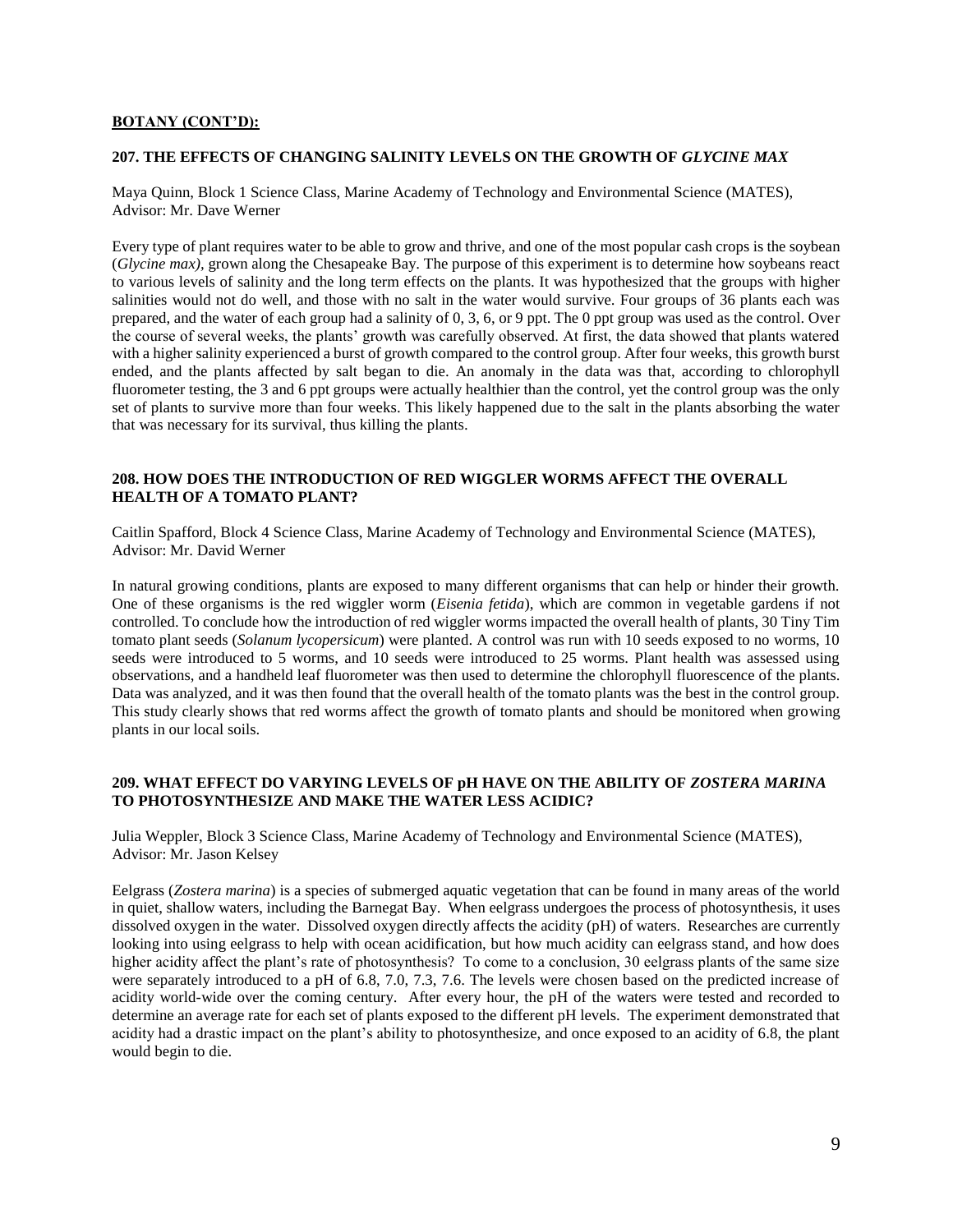## BOTANY (CONT'D):

### 207. THE EFFECTS OF CHANGING SALINITY LEVELS ON THE GROWTH OF *GLYCINE MAX*

Maya Quinn, Block 1 Science Class, Marine Academy of Technology and Environmental Science (MATES), Advisor: Mr. Dave Werner

Every type of plant requires water to be able to grow and thrive, and one of the most popular cash crops is the soybean (*Glycine max),* grown along the Chesapeake Bay. The purpose of this experiment is to determine how soybeans react to various levels of salinity and the long term effects on the plants. It was hypothesized that the groups with higher salinities would not do well, and those with no salt in the water would survive. Four groups of 36 plants each was prepared, and the water of each group had a salinity of 0, 3, 6, or 9 ppt. The 0 ppt group was used as the control. Over the course of several weeks, the plants' growth was carefully observed. At first, the data showed that plants watered with a higher salinity experienced a burst of growth compared to the control group. After four weeks, this growth burst ended, and the plants affected by salt began to die. An anomaly in the data was that, according to chlorophyll fluorometer testing, the 3 and 6 ppt groups were actually healthier than the control, yet the control group was the only set of plants to survive more than four weeks. This likely happened due to the salt in the plants absorbing the water that was necessary for its survival, thus killing the plants.

### 208. HOW DOES THE INTRODUCTION OF RED WIGGLER WORMS AFFECT THE OVERALL HEALTH OF A TOMATO PLANT?

Caitlin Spafford, Block 4 Science Class, Marine Academy of Technology and Environmental Science (MATES), Advisor: Mr. David Werner

In natural growing conditions, plants are exposed to many different organisms that can help or hinder their growth. One of these organisms is the red wiggler worm (*Eisenia fetida*), which are common in vegetable gardens if not controlled. To conclude how the introduction of red wiggler worms impacted the overall health of plants, 30 Tiny Tim tomato plant seeds (*Solanum lycopersicum*) were planted. A control was run with 10 seeds exposed to no worms, 10 seeds were introduced to 5 worms, and 10 seeds were introduced to 25 worms. Plant health was assessed using observations, and a handheld leaf fluorometer was then used to determine the chlorophyll fluorescence of the plants. Data was analyzed, and it was then found that the overall health of the tomato plants was the best in the control group. This study clearly shows that red worms affect the growth of tomato plants and should be monitored when growing plants in our local soils.

### 209. WHAT EFFECT DO VARYING LEVELS OF pH HAVE ON THE ABILITY OF *ZOSTERA MARINA* TO PHOTOSYNTHESIZE AND MAKE THE WATER LESS ACIDIC?

Julia Weppler, Block 3 Science Class, Marine Academy of Technology and Environmental Science (MATES), Advisor: Mr. Jason Kelsey

Eelgrass (*Zostera marina*) is a species of submerged aquatic vegetation that can be found in many areas of the world in quiet, shallow waters, including the Barnegat Bay. When eelgrass undergoes the process of photosynthesis, it uses dissolved oxygen in the water. Dissolved oxygen directly affects the acidity (pH) of waters. Researches are currently looking into using eelgrass to help with ocean acidification, but how much acidity can eelgrass stand, and how does higher acidity affect the plant's rate of photosynthesis? To come to a conclusion, 30 eelgrass plants of the same size were separately introduced to a pH of 6.8, 7.0, 7.3, 7.6. The levels were chosen based on the predicted increase of acidity world-wide over the coming century. After every hour, the pH of the waters were tested and recorded to determine an average rate for each set of plants exposed to the different pH levels. The experiment demonstrated that acidity had a drastic impact on the plant's ability to photosynthesize, and once exposed to an acidity of 6.8, the plant would begin to die.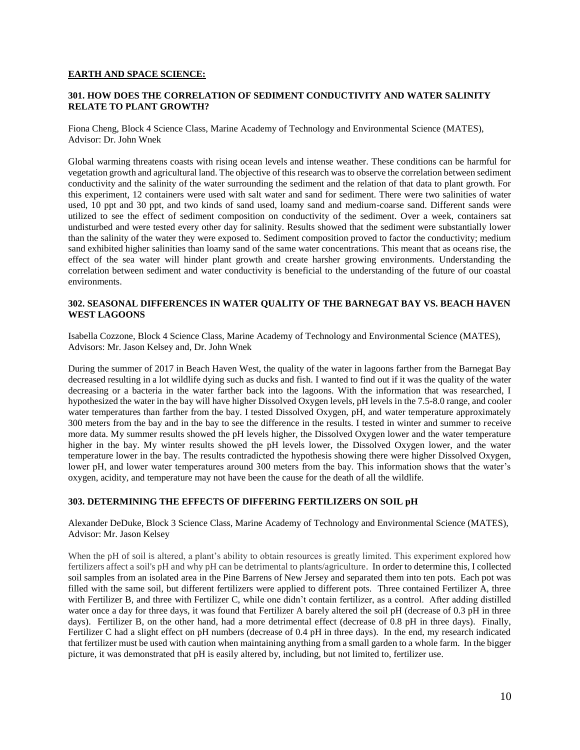**EARTH AND SPACE SCIENCE:**

### 301. HOW DOES THE CORRELATION OF SEDIMENT CONDUCTIVITY AND WATER SALINITY RELATE TO PLANT GROWTH?

Fiona Cheng, Block 4 Science Class, Marine Academy of Technology and Environmental Science (MATES), Advisor: Dr. John Wnek

Global warming threatens coasts with rising ocean levels and intense weather. These conditions can be harmful for vegetation growth and agricultural land. The objective of this research was to observe the correlation between sediment conductivity and the salinity of the water surrounding the sediment and the relation of that data to plant growth. For this experiment, 12 containers were used with salt water and sand for sediment. There were two salinities of water used, 10 ppt and 30 ppt, and two kinds of sand used, loamy sand and medium-coarse sand. Different sands were utilized to see the effect of sediment composition on conductivity of the sediment. Over a week, containers sat undisturbed and were tested every other day for salinity. Results showed that the sediment were substantially lower than the salinity of the water they were exposed to. Sediment composition proved to factor the conductivity; medium sand exhibited higher salinities than loamy sand of the same water concentrations. This meant that as oceans rise, the effect of the sea water will hinder plant growth and create harsher growing environments. Understanding the correlation between sediment and water conductivity is beneficial to the understanding of the future of our coastal environments.

### 302. SEASONAL DIFFERENCES IN WATER QUALITY OF THE BARNEGAT BAY VS. BEACH HAVEN WEST LAGOONS

Isabella Cozzone, Block 4 Science Class, Marine Academy of Technology and Environmental Science (MATES), Advisors: Mr. Jason Kelsey and, Dr. John Wnek

During the summer of 2017 in Beach Haven West, the quality of the water in lagoons farther from the Barnegat Bay decreased resulting in a lot wildlife dying such as ducks and fish. I wanted to find out if it was the quality of the water decreasing or a bacteria in the water farther back into the lagoons. With the information that was researched, I hypothesized the water in the bay will have higher Dissolved Oxygen levels, pH levels in the 7.5-8.0 range, and cooler water temperatures than farther from the bay. I tested Dissolved Oxygen, pH, and water temperature approximately 300 meters from the bay and in the bay to see the difference in the results. I tested in winter and summer to receive more data. My summer results showed the pH levels higher, the Dissolved Oxygen lower and the water temperature higher in the bay. My winter results showed the pH levels lower, the Dissolved Oxygen lower, and the water temperature lower in the bay. The results contradicted the hypothesis showing there were higher Dissolved Oxygen, lower pH, and lower water temperatures around 300 meters from the bay. This information shows that the water's oxygen, acidity, and temperature may not have been the cause for the death of all the wildlife.

### 303. DETERMINING THE EFFECTS OF DIFFERING FERTILIZERS ON SOIL pH

Alexander DeDuke, Block 3 Science Class, Marine Academy of Technology and Environmental Science (MATES), Advisor: Mr. Jason Kelsey

When the pH of soil is altered, a plant's ability to obtain resources is greatly limited. This experiment explored how fertilizers affect a soil's pH and why pH can be detrimental to plants/agriculture. In order to determine this, I collected soil samples from an isolated area in the Pine Barrens of New Jersey and separated them into ten pots. Each pot was filled with the same soil, but different fertilizers were applied to different pots. Three contained Fertilizer A, three with Fertilizer B, and three with Fertilizer C, while one didn't contain fertilizer, as a control. After adding distilled water once a day for three days, it was found that Fertilizer A barely altered the soil pH (decrease of 0.3 pH in three days). Fertilizer B, on the other hand, had a more detrimental effect (decrease of 0.8 pH in three days). Finally, Fertilizer C had a slight effect on pH numbers (decrease of 0.4 pH in three days). In the end, my research indicated that fertilizer must be used with caution when maintaining anything from a small garden to a whole farm. In the bigger picture, it was demonstrated that pH is easily altered by, including, but not limited to, fertilizer use.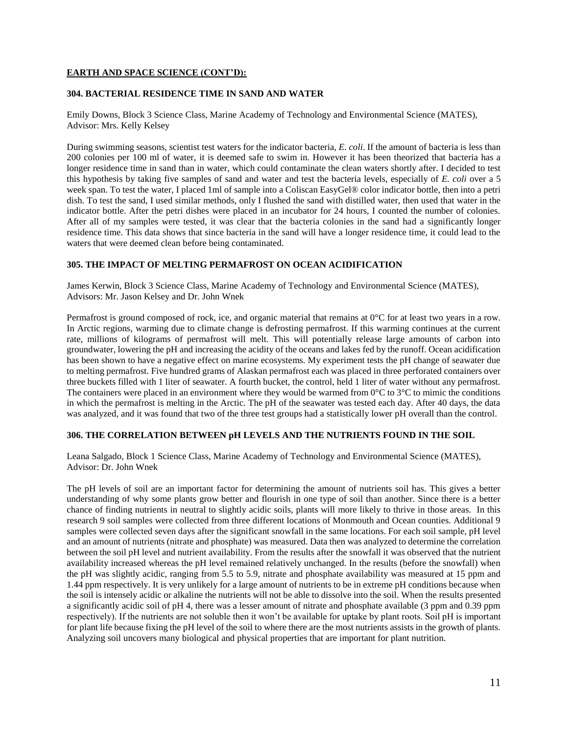**EARTH AND SPACE SCIENCE (CONT'D):**

### 304. BACTERIAL RESIDENCE TIME IN SAND AND WATER

Emily Downs, Block 3 Science Class, Marine Academy of Technology and Environmental Science (MATES), Advisor: Mrs. Kelly Kelsey

During swimming seasons, scientist test waters for the indicator bacteria, *E. coli*. If the amount of bacteria is less than 200 colonies per 100 ml of water, it is deemed safe to swim in. However it has been theorized that bacteria has a longer residence time in sand than in water, which could contaminate the clean waters shortly after. I decided to test this hypothesis by taking five samples of sand and water and test the bacteria levels, especially of *E. coli* over a 5 week span. To test the water, I placed 1ml of sample into a Coliscan EasyGel® color indicator bottle, then into a petri dish. To test the sand, I used similar methods, only I flushed the sand with distilled water, then used that water in the indicator bottle. After the petri dishes were placed in an incubator for 24 hours, I counted the number of colonies. After all of my samples were tested, it was clear that the bacteria colonies in the sand had a significantly longer residence time. This data shows that since bacteria in the sand will have a longer residence time, it could lead to the waters that were deemed clean before being contaminated.

### 305. THE IMPACT OF MELTING PERMAFROST ON OCEAN ACIDIFICATION

James Kerwin, Block 3 Science Class, Marine Academy of Technology and Environmental Science (MATES), Advisors: Mr. Jason Kelsey and Dr. John Wnek

Permafrost is ground composed of rock, ice, and organic material that remains at 0°C for at least two years in a row. In Arctic regions, warming due to climate change is defrosting permafrost. If this warming continues at the current rate, millions of kilograms of permafrost will melt. This will potentially release large amounts of carbon into groundwater, lowering the pH and increasing the acidity of the oceans and lakes fed by the runoff. Ocean acidification has been shown to have a negative effect on marine ecosystems. My experiment tests the pH change of seawater due to melting permafrost. Five hundred grams of Alaskan permafrost each was placed in three perforated containers over three buckets filled with 1 liter of seawater. A fourth bucket, the control, held 1 liter of water without any permafrost. The containers were placed in an environment where they would be warmed from 0°C to 3°C to mimic the conditions in which the permafrost is melting in the Arctic. The pH of the seawater was tested each day. After 40 days, the data was analyzed, and it was found that two of the three test groups had a statistically lower pH overall than the control.

### 306. THE CORRELATION BETWEEN pH LEVELS AND THE NUTRIENTS FOUND IN THE SOIL

Leana Salgado, Block 1 Science Class, Marine Academy of Technology and Environmental Science (MATES), Advisor: Dr. John Wnek

The pH levels of soil are an important factor for determining the amount of nutrients soil has. This gives a better understanding of why some plants grow better and flourish in one type of soil than another. Since there is a better chance of finding nutrients in neutral to slightly acidic soils, plants will more likely to thrive in those areas. In this research 9 soil samples were collected from three different locations of Monmouth and Ocean counties. Additional 9 samples were collected seven days after the significant snowfall in the same locations. For each soil sample, pH level and an amount of nutrients (nitrate and phosphate) was measured. Data then was analyzed to determine the correlation between the soil pH level and nutrient availability. From the results after the snowfall it was observed that the nutrient availability increased whereas the pH level remained relatively unchanged. In the results (before the snowfall) when the pH was slightly acidic, ranging from 5.5 to 5.9, nitrate and phosphate availability was measured at 15 ppm and 1.44 ppm respectively. It is very unlikely for a large amount of nutrients to be in extreme pH conditions because when the soil is intensely acidic or alkaline the nutrients will not be able to dissolve into the soil. When the results presented a significantly acidic soil of pH 4, there was a lesser amount of nitrate and phosphate available (3 ppm and 0.39 ppm respectively). If the nutrients are not soluble then it won't be available for uptake by plant roots. Soil pH is important for plant life because fixing the pH level of the soil to where there are the most nutrients assists in the growth of plants. Analyzing soil uncovers many biological and physical properties that are important for plant nutrition.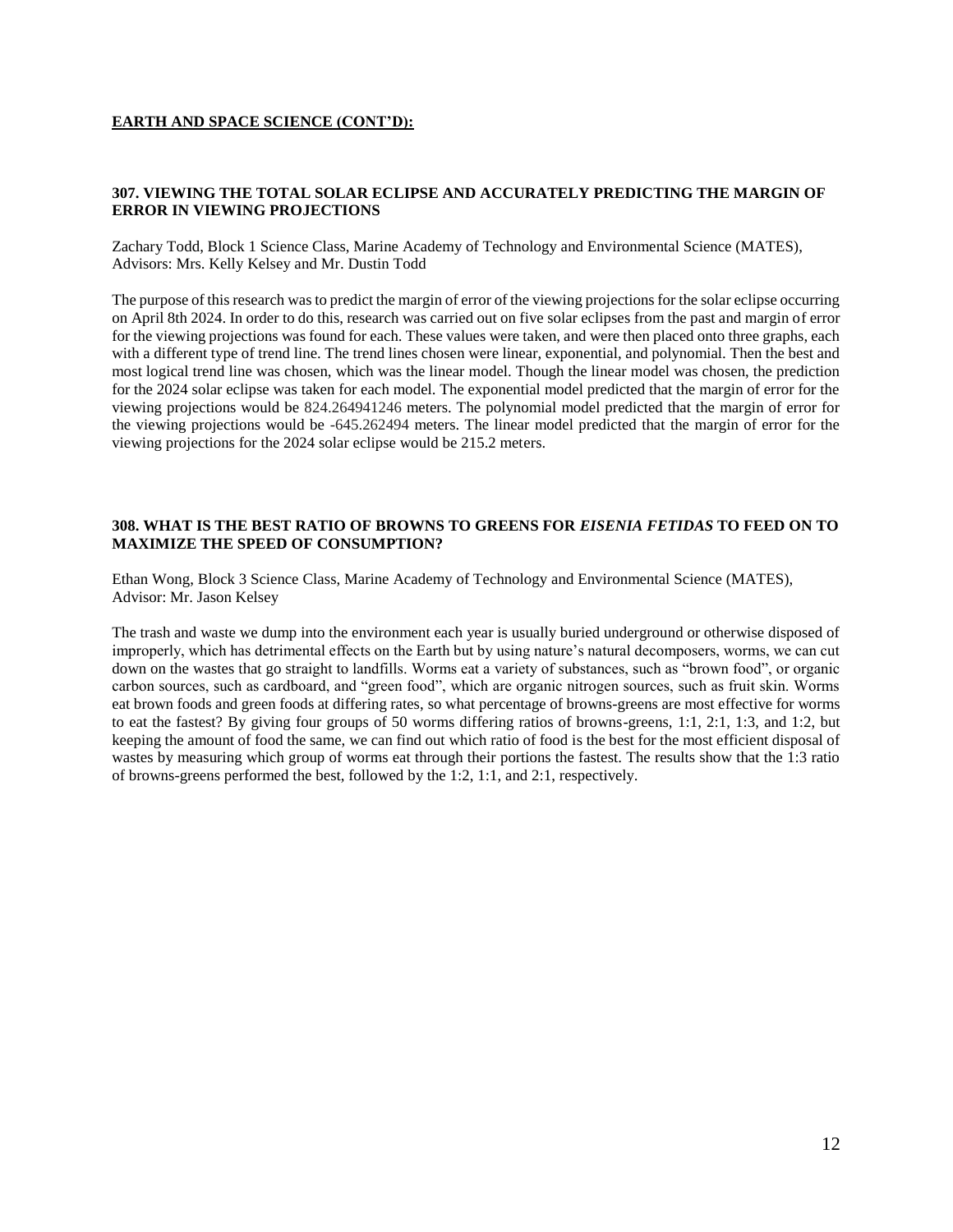**EARTH AND SPACE SCIENCE (CONT'D):**

### 307. VIEWING THE TOTAL SOLAR ECLIPSE AND ACCURATELY PREDICTING THE MARGIN OF ERROR IN VIEWING PROJECTIONS

Zachary Todd, Block 1 Science Class, Marine Academy of Technology and Environmental Science (MATES), Advisors: Mrs. Kelly Kelsey and Mr. Dustin Todd

The purpose of this research was to predict the margin of error of the viewing projections for the solar eclipse occurring on April 8th 2024. In order to do this, research was carried out on five solar eclipses from the past and margin of error for the viewing projections was found for each. These values were taken, and were then placed onto three graphs, each with a different type of trend line. The trend lines chosen were linear, exponential, and polynomial. Then the best and most logical trend line was chosen, which was the linear model. Though the linear model was chosen, the prediction for the 2024 solar eclipse was taken for each model. The exponential model predicted that the margin of error for the viewing projections would be 824.264941246 meters. The polynomial model predicted that the margin of error for the viewing projections would be -645.262494 meters. The linear model predicted that the margin of error for the viewing projections for the 2024 solar eclipse would be 215.2 meters.

### 308. WHAT IS THE BEST RATIO OF BROWNS TO GREENS FOR *EISENIA FETIDAS* TO FEED ON TO MAXIMIZE THE SPEED OF CONSUMPTION?

Ethan Wong, Block 3 Science Class, Marine Academy of Technology and Environmental Science (MATES), Advisor: Mr. Jason Kelsey

The trash and waste we dump into the environment each year is usually buried underground or otherwise disposed of improperly, which has detrimental effects on the Earth but by using nature's natural decomposers, worms, we can cut down on the wastes that go straight to landfills. Worms eat a variety of substances, such as "brown food", or organic carbon sources, such as cardboard, and "green food", which are organic nitrogen sources, such as fruit skin. Worms eat brown foods and green foods at differing rates, so what percentage of browns-greens are most effective for worms to eat the fastest? By giving four groups of 50 worms differing ratios of browns-greens, 1:1, 2:1, 1:3, and 1:2, but keeping the amount of food the same, we can find out which ratio of food is the best for the most efficient disposal of wastes by measuring which group of worms eat through their portions the fastest. The results show that the 1:3 ratio of browns-greens performed the best, followed by the 1:2, 1:1, and 2:1, respectively.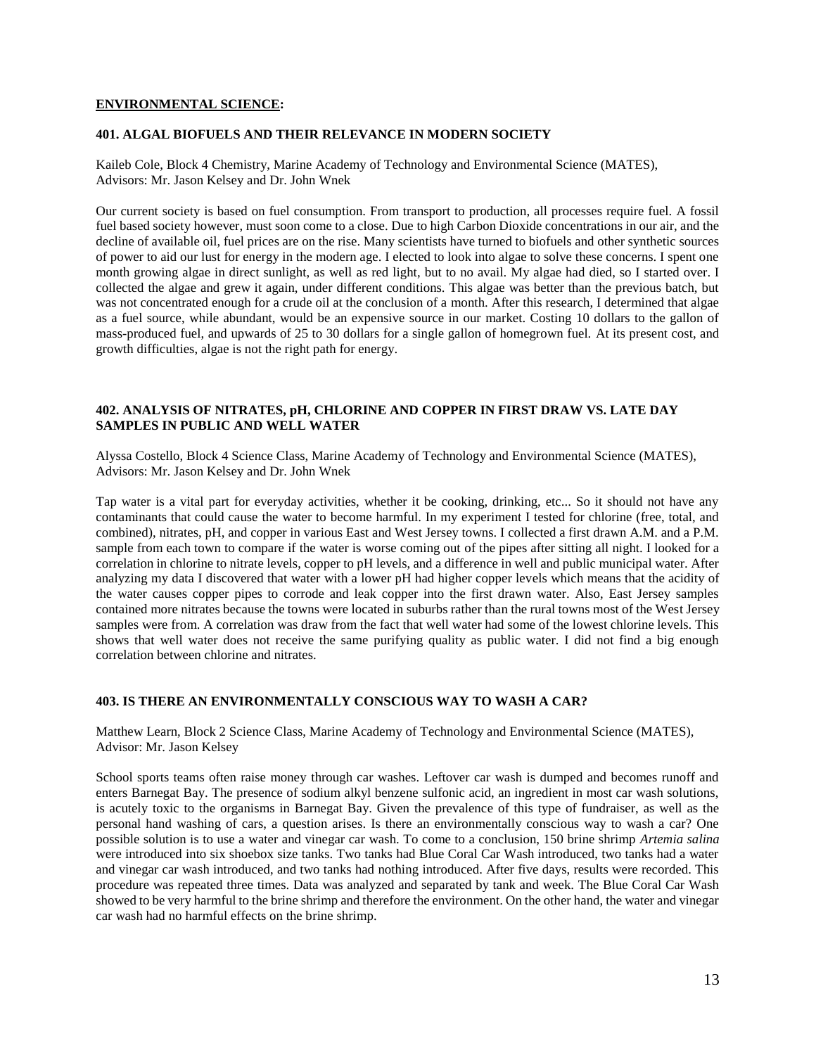## ENVIRONMENTAL SCIENCE:

### 401. ALGAL BIOFUELS AND THEIR RELEVANCE IN MODERN SOCIETY

Kaileb Cole, Block 4 Chemistry, Marine Academy of Technology and Environmental Science (MATES), Advisors: Mr. Jason Kelsey and Dr. John Wnek

Our current society is based on fuel consumption. From transport to production, all processes require fuel. A fossil fuel based society however, must soon come to a close. Due to high Carbon Dioxide concentrations in our air, and the decline of available oil, fuel prices are on the rise. Many scientists have turned to biofuels and other synthetic sources of power to aid our lust for energy in the modern age. I elected to look into algae to solve these concerns. I spent one month growing algae in direct sunlight, as well as red light, but to no avail. My algae had died, so I started over. I collected the algae and grew it again, under different conditions. This algae was better than the previous batch, but was not concentrated enough for a crude oil at the conclusion of a month. After this research, I determined that algae as a fuel source, while abundant, would be an expensive source in our market. Costing 10 dollars to the gallon of mass-produced fuel, and upwards of 25 to 30 dollars for a single gallon of homegrown fuel. At its present cost, and growth difficulties, algae is not the right path for energy.

### 402. ANALYSIS OF NITRATES, pH, CHLORINE AND COPPER IN FIRST DRAW VS. LATE DAY SAMPLES IN PUBLIC AND WELL WATER

Alyssa Costello, Block 4 Science Class, Marine Academy of Technology and Environmental Science (MATES), Advisors: Mr. Jason Kelsey and Dr. John Wnek

Tap water is a vital part for everyday activities, whether it be cooking, drinking, etc... So it should not have any contaminants that could cause the water to become harmful. In my experiment I tested for chlorine (free, total, and combined), nitrates, pH, and copper in various East and West Jersey towns. I collected a first drawn A.M. and a P.M. sample from each town to compare if the water is worse coming out of the pipes after sitting all night. I looked for a correlation in chlorine to nitrate levels, copper to pH levels, and a difference in well and public municipal water. After analyzing my data I discovered that water with a lower pH had higher copper levels which means that the acidity of the water causes copper pipes to corrode and leak copper into the first drawn water. Also, East Jersey samples contained more nitrates because the towns were located in suburbs rather than the rural towns most of the West Jersey samples were from. A correlation was draw from the fact that well water had some of the lowest chlorine levels. This shows that well water does not receive the same purifying quality as public water. I did not find a big enough correlation between chlorine and nitrates.

### 403. IS THERE AN ENVIRONMENTALLY CONSCIOUS WAY TO WASH A CAR?

Matthew Learn, Block 2 Science Class, Marine Academy of Technology and Environmental Science (MATES), Advisor: Mr. Jason Kelsey

School sports teams often raise money through car washes. Leftover car wash is dumped and becomes runoff and enters Barnegat Bay. The presence of sodium alkyl benzene sulfonic acid, an ingredient in most car wash solutions, is acutely toxic to the organisms in Barnegat Bay. Given the prevalence of this type of fundraiser, as well as the personal hand washing of cars, a question arises. Is there an environmentally conscious way to wash a car? One possible solution is to use a water and vinegar car wash. To come to a conclusion, 150 brine shrimp *Artemia salina* were introduced into six shoebox size tanks. Two tanks had Blue Coral Car Wash introduced, two tanks had a water and vinegar car wash introduced, and two tanks had nothing introduced. After five days, results were recorded. This procedure was repeated three times. Data was analyzed and separated by tank and week. The Blue Coral Car Wash showed to be very harmful to the brine shrimp and therefore the environment. On the other hand, the water and vinegar car wash had no harmful effects on the brine shrimp.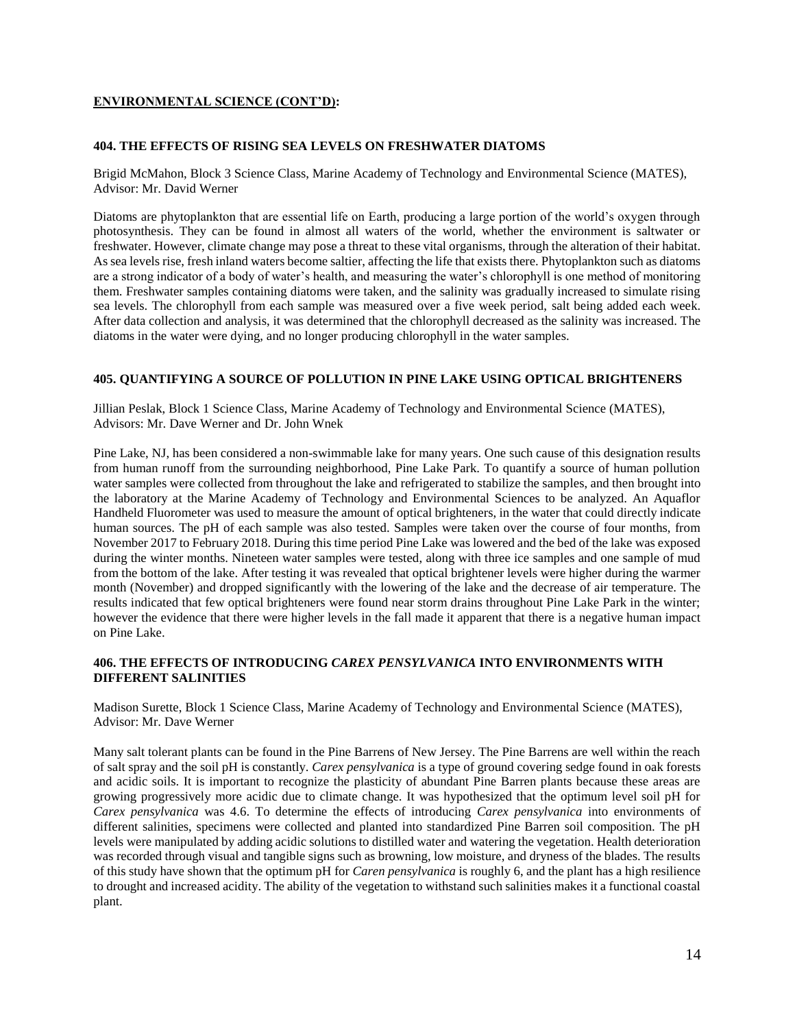**ENVIRONMENTAL SCIENCE (CONT'D):**

### 404. THE EFFECTS OF RISING SEA LEVELS ON FRESHWATER DIATOMS

Brigid McMahon, Block 3 Science Class, Marine Academy of Technology and Environmental Science (MATES), Advisor: Mr. David Werner

Diatoms are phytoplankton that are essential life on Earth, producing a large portion of the world's oxygen through photosynthesis. They can be found in almost all waters of the world, whether the environment is saltwater or freshwater. However, climate change may pose a threat to these vital organisms, through the alteration of their habitat. As sea levels rise, fresh inland waters become saltier, affecting the life that exists there. Phytoplankton such as diatoms are a strong indicator of a body of water's health, and measuring the water's chlorophyll is one method of monitoring them. Freshwater samples containing diatoms were taken, and the salinity was gradually increased to simulate rising sea levels. The chlorophyll from each sample was measured over a five week period, salt being added each week. After data collection and analysis, it was determined that the chlorophyll decreased as the salinity was increased. The diatoms in the water were dying, and no longer producing chlorophyll in the water samples.

### 405. QUANTIFYING A SOURCE OF POLLUTION IN PINE LAKE USING OPTICAL BRIGHTENERS

Jillian Peslak, Block 1 Science Class, Marine Academy of Technology and Environmental Science (MATES), Advisors: Mr. Dave Werner and Dr. John Wnek

Pine Lake, NJ, has been considered a non-swimmable lake for many years. One such cause of this designation results from human runoff from the surrounding neighborhood, Pine Lake Park. To quantify a source of human pollution water samples were collected from throughout the lake and refrigerated to stabilize the samples, and then brought into the laboratory at the Marine Academy of Technology and Environmental Sciences to be analyzed. An Aquaflor Handheld Fluorometer was used to measure the amount of optical brighteners, in the water that could directly indicate human sources. The pH of each sample was also tested. Samples were taken over the course of four months, from November 2017 to February 2018. During this time period Pine Lake was lowered and the bed of the lake was exposed during the winter months. Nineteen water samples were tested, along with three ice samples and one sample of mud from the bottom of the lake. After testing it was revealed that optical brightener levels were higher during the warmer month (November) and dropped significantly with the lowering of the lake and the decrease of air temperature. The results indicated that few optical brighteners were found near storm drains throughout Pine Lake Park in the winter; however the evidence that there were higher levels in the fall made it apparent that there is a negative human impact on Pine Lake.

### 406. THE EFFECTS OF INTRODUCING *CAREX PENSYLVANICA* INTO ENVIRONMENTS WITH DIFFERENT SALINITIES

Madison Surette, Block 1 Science Class, Marine Academy of Technology and Environmental Science (MATES), Advisor: Mr. Dave Werner

Many salt tolerant plants can be found in the Pine Barrens of New Jersey. The Pine Barrens are well within the reach of salt spray and the soil pH is constantly. *Carex pensylvanica* is a type of ground covering sedge found in oak forests and acidic soils. It is important to recognize the plasticity of abundant Pine Barren plants because these areas are growing progressively more acidic due to climate change. It was hypothesized that the optimum level soil pH for *Carex pensylvanica* was 4.6. To determine the effects of introducing *Carex pensylvanica* into environments of different salinities, specimens were collected and planted into standardized Pine Barren soil composition. The pH levels were manipulated by adding acidic solutions to distilled water and watering the vegetation. Health deterioration was recorded through visual and tangible signs such as browning, low moisture, and dryness of the blades. The results of this study have shown that the optimum pH for *Caren pensylvanica* is roughly 6, and the plant has a high resilience to drought and increased acidity. The ability of the vegetation to withstand such salinities makes it a functional coastal plant.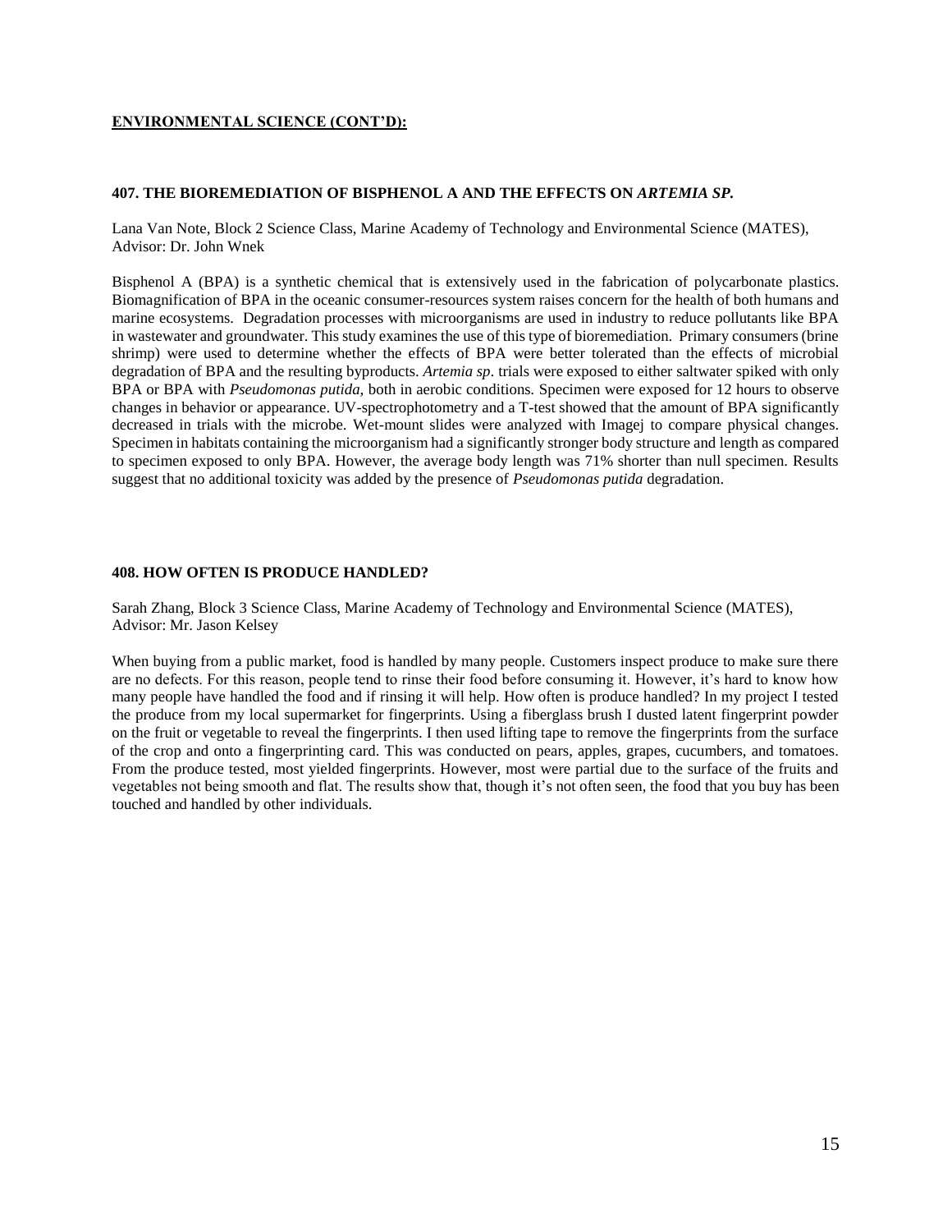**ENVIRONMENTAL SCIENCE (CONT'D):**

### 407. THE BIOREMEDIATION OF BISPHENOL A AND THE EFFECTS ON *ARTEMIA SP.*

Lana Van Note, Block 2 Science Class, Marine Academy of Technology and Environmental Science (MATES), Advisor: Dr. John Wnek

Bisphenol A (BPA) is a synthetic chemical that is extensively used in the fabrication of polycarbonate plastics. Biomagnification of BPA in the oceanic consumer-resources system raises concern for the health of both humans and marine ecosystems. Degradation processes with microorganisms are used in industry to reduce pollutants like BPA in wastewater and groundwater. This study examines the use of this type of bioremediation. Primary consumers (brine shrimp) were used to determine whether the effects of BPA were better tolerated than the effects of microbial degradation of BPA and the resulting byproducts. *Artemia sp*. trials were exposed to either saltwater spiked with only BPA or BPA with *Pseudomonas putida,* both in aerobic conditions. Specimen were exposed for 12 hours to observe changes in behavior or appearance. UV-spectrophotometry and a T-test showed that the amount of BPA significantly decreased in trials with the microbe. Wet-mount slides were analyzed with Imagej to compare physical changes. Specimen in habitats containing the microorganism had a significantly stronger body structure and length as compared to specimen exposed to only BPA. However, the average body length was 71% shorter than null specimen. Results suggest that no additional toxicity was added by the presence of *Pseudomonas putida* degradation.

### 408. HOW OFTEN IS PRODUCE HANDLED?

Sarah Zhang, Block 3 Science Class, Marine Academy of Technology and Environmental Science (MATES), Advisor: Mr. Jason Kelsey

When buying from a public market, food is handled by many people. Customers inspect produce to make sure there are no defects. For this reason, people tend to rinse their food before consuming it. However, it's hard to know how many people have handled the food and if rinsing it will help. How often is produce handled? In my project I tested the produce from my local supermarket for fingerprints. Using a fiberglass brush I dusted latent fingerprint powder on the fruit or vegetable to reveal the fingerprints. I then used lifting tape to remove the fingerprints from the surface of the crop and onto a fingerprinting card. This was conducted on pears, apples, grapes, cucumbers, and tomatoes. From the produce tested, most yielded fingerprints. However, most were partial due to the surface of the fruits and vegetables not being smooth and flat. The results show that, though it's not often seen, the food that you buy has been touched and handled by other individuals.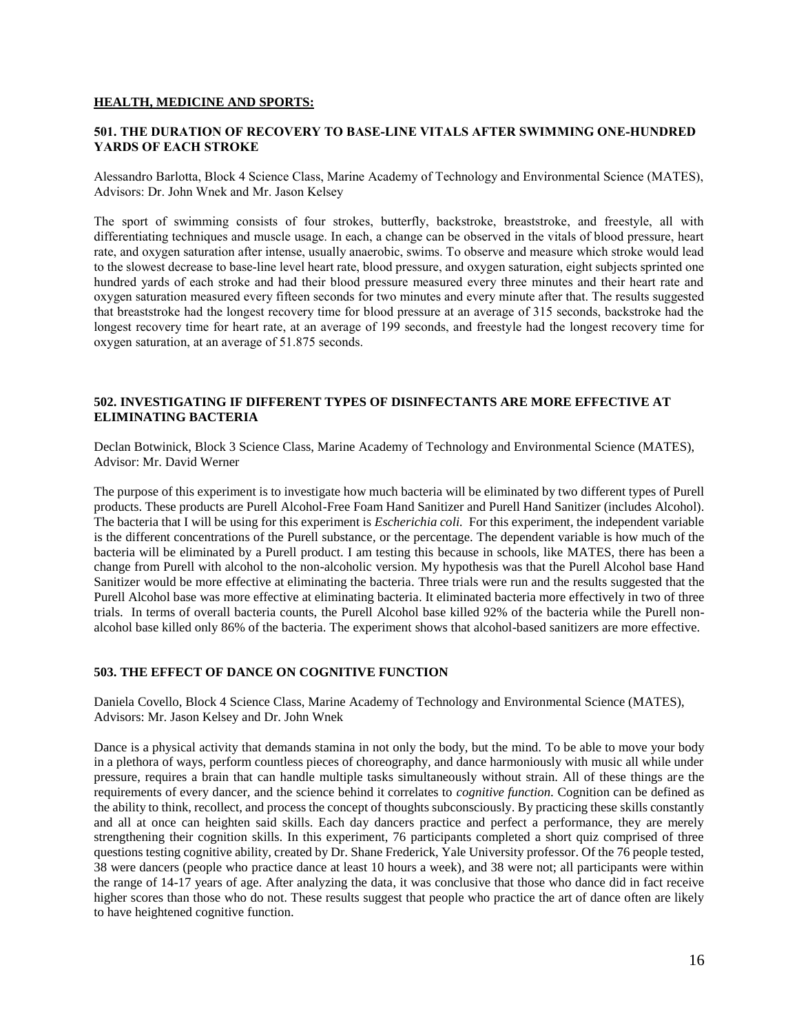## HEALTH, MEDICINE AND SPORTS:

### 501. THE DURATION OF RECOVERY TO BASE-LINE VITALS AFTER SWIMMING ONE-HUNDRED YARDS OF EACH STROKE

Alessandro Barlotta, Block 4 Science Class, Marine Academy of Technology and Environmental Science (MATES), Advisors: Dr. John Wnek and Mr. Jason Kelsey

The sport of swimming consists of four strokes, butterfly, backstroke, breaststroke, and freestyle, all with differentiating techniques and muscle usage. In each, a change can be observed in the vitals of blood pressure, heart rate, and oxygen saturation after intense, usually anaerobic, swims. To observe and measure which stroke would lead to the slowest decrease to base-line level heart rate, blood pressure, and oxygen saturation, eight subjects sprinted one hundred yards of each stroke and had their blood pressure measured every three minutes and their heart rate and oxygen saturation measured every fifteen seconds for two minutes and every minute after that. The results suggested that breaststroke had the longest recovery time for blood pressure at an average of 315 seconds, backstroke had the longest recovery time for heart rate, at an average of 199 seconds, and freestyle had the longest recovery time for oxygen saturation, at an average of 51.875 seconds.

### 502. INVESTIGATING IF DIFFERENT TYPES OF DISINFECTANTS ARE MORE EFFECTIVE AT ELIMINATING BACTERIA

Declan Botwinick, Block 3 Science Class, Marine Academy of Technology and Environmental Science (MATES), Advisor: Mr. David Werner

The purpose of this experiment is to investigate how much bacteria will be eliminated by two different types of Purell products. These products are Purell Alcohol-Free Foam Hand Sanitizer and Purell Hand Sanitizer (includes Alcohol). The bacteria that I will be using for this experiment is *Escherichia coli.* For this experiment, the independent variable is the different concentrations of the Purell substance, or the percentage. The dependent variable is how much of the bacteria will be eliminated by a Purell product. I am testing this because in schools, like MATES, there has been a change from Purell with alcohol to the non-alcoholic version. My hypothesis was that the Purell Alcohol base Hand Sanitizer would be more effective at eliminating the bacteria. Three trials were run and the results suggested that the Purell Alcohol base was more effective at eliminating bacteria. It eliminated bacteria more effectively in two of three trials. In terms of overall bacteria counts, the Purell Alcohol base killed 92% of the bacteria while the Purell non-alcohol base killed only 86% of the bacteria. The experiment shows that alcohol-based sanitizers are more effective.

### 503. THE EFFECT OF DANCE ON COGNITIVE FUNCTION

Daniela Covello, Block 4 Science Class, Marine Academy of Technology and Environmental Science (MATES), Advisors: Mr. Jason Kelsey and Dr. John Wnek

Dance is a physical activity that demands stamina in not only the body, but the mind. To be able to move your body in a plethora of ways, perform countless pieces of choreography, and dance harmoniously with music all while under pressure, requires a brain that can handle multiple tasks simultaneously without strain. All of these things are the requirements of every dancer, and the science behind it correlates to *cognitive function*. Cognition can be defined as the ability to think, recollect, and process the concept of thoughts subconsciously. By practicing these skills constantly and all at once can heighten said skills. Each day dancers practice and perfect a performance, they are merely strengthening their cognition skills. In this experiment, 76 participants completed a short quiz comprised of three questions testing cognitive ability, created by Dr. Shane Frederick, Yale University professor. Of the 76 people tested, 38 were dancers (people who practice dance at least 10 hours a week), and 38 were not; all participants were within the range of 14-17 years of age. After analyzing the data, it was conclusive that those who dance did in fact receive higher scores than those who do not. These results suggest that people who practice the art of dance often are likely to have heightened cognitive function.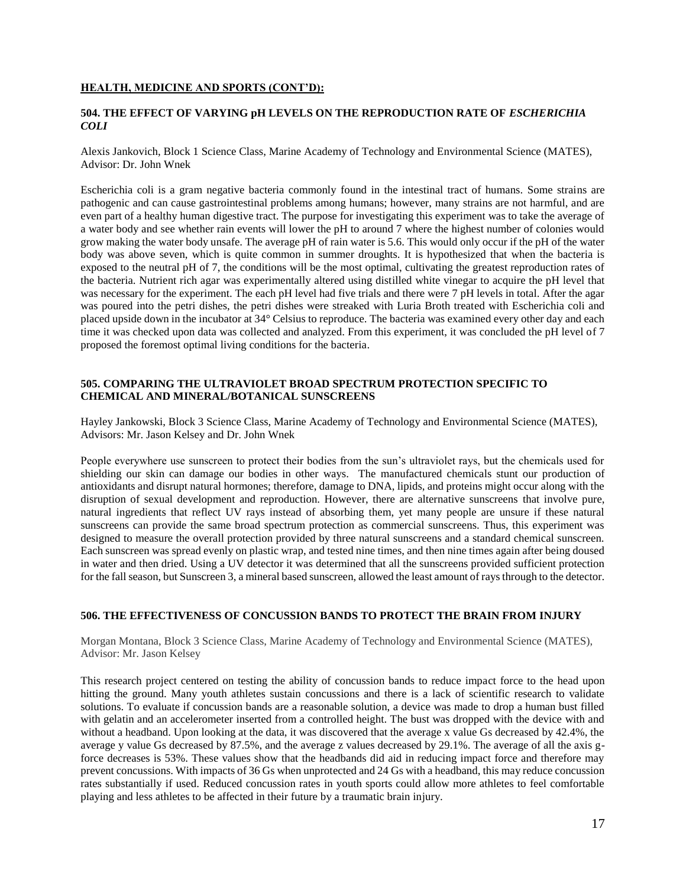## HEALTH, MEDICINE AND SPORTS (CONT'D):

### 504. THE EFFECT OF VARYING pH LEVELS ON THE REPRODUCTION RATE OF *ESCHERICHIA COLI*

Alexis Jankovich, Block 1 Science Class, Marine Academy of Technology and Environmental Science (MATES), Advisor: Dr. John Wnek

Escherichia coli is a gram negative bacteria commonly found in the intestinal tract of humans. Some strains are pathogenic and can cause gastrointestinal problems among humans; however, many strains are not harmful, and are even part of a healthy human digestive tract. The purpose for investigating this experiment was to take the average of a water body and see whether rain events will lower the pH to around 7 where the highest number of colonies would grow making the water body unsafe. The average pH of rain water is 5.6. This would only occur if the pH of the water body was above seven, which is quite common in summer droughts. It is hypothesized that when the bacteria is exposed to the neutral pH of 7, the conditions will be the most optimal, cultivating the greatest reproduction rates of the bacteria. Nutrient rich agar was experimentally altered using distilled white vinegar to acquire the pH level that was necessary for the experiment. The each pH level had five trials and there were 7 pH levels in total. After the agar was poured into the petri dishes, the petri dishes were streaked with Luria Broth treated with Escherichia coli and placed upside down in the incubator at 34° Celsius to reproduce. The bacteria was examined every other day and each time it was checked upon data was collected and analyzed. From this experiment, it was concluded the pH level of 7 proposed the foremost optimal living conditions for the bacteria.

### 505. COMPARING THE ULTRAVIOLET BROAD SPECTRUM PROTECTION SPECIFIC TO CHEMICAL AND MINERAL/BOTANICAL SUNSCREENS

Hayley Jankowski, Block 3 Science Class, Marine Academy of Technology and Environmental Science (MATES), Advisors: Mr. Jason Kelsey and Dr. John Wnek

People everywhere use sunscreen to protect their bodies from the sun's ultraviolet rays, but the chemicals used for shielding our skin can damage our bodies in other ways. The manufactured chemicals stunt our production of antioxidants and disrupt natural hormones; therefore, damage to DNA, lipids, and proteins might occur along with the disruption of sexual development and reproduction. However, there are alternative sunscreens that involve pure, natural ingredients that reflect UV rays instead of absorbing them, yet many people are unsure if these natural sunscreens can provide the same broad spectrum protection as commercial sunscreens. Thus, this experiment was designed to measure the overall protection provided by three natural sunscreens and a standard chemical sunscreen. Each sunscreen was spread evenly on plastic wrap, and tested nine times, and then nine times again after being doused in water and then dried. Using a UV detector it was determined that all the sunscreens provided sufficient protection for the fall season, but Sunscreen 3, a mineral based sunscreen, allowed the least amount of rays through to the detector.

### 506. THE EFFECTIVENESS OF CONCUSSION BANDS TO PROTECT THE BRAIN FROM INJURY

Morgan Montana, Block 3 Science Class, Marine Academy of Technology and Environmental Science (MATES), Advisor: Mr. Jason Kelsey

This research project centered on testing the ability of concussion bands to reduce impact force to the head upon hitting the ground. Many youth athletes sustain concussions and there is a lack of scientific research to validate solutions. To evaluate if concussion bands are a reasonable solution, a device was made to drop a human bust filled with gelatin and an accelerometer inserted from a controlled height. The bust was dropped with the device with and without a headband. Upon looking at the data, it was discovered that the average x value Gs decreased by 42.4%, the average y value Gs decreased by 87.5%, and the average z values decreased by 29.1%. The average of all the axis g-force decreases is 53%. These values show that the headbands did aid in reducing impact force and therefore may prevent concussions. With impacts of 36 Gs when unprotected and 24 Gs with a headband, this may reduce concussion rates substantially if used. Reduced concussion rates in youth sports could allow more athletes to feel comfortable playing and less athletes to be affected in their future by a traumatic brain injury.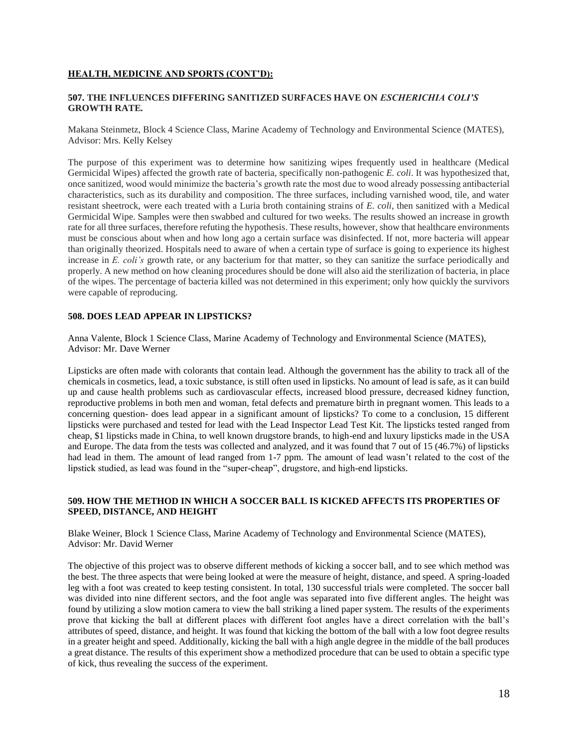## HEALTH, MEDICINE AND SPORTS (CONT'D):

### 507. THE INFLUENCES DIFFERING SANITIZED SURFACES HAVE ON *ESCHERICHIA COLI'S* GROWTH RATE.

Makana Steinmetz, Block 4 Science Class, Marine Academy of Technology and Environmental Science (MATES), Advisor: Mrs. Kelly Kelsey

The purpose of this experiment was to determine how sanitizing wipes frequently used in healthcare (Medical Germicidal Wipes) affected the growth rate of bacteria, specifically non-pathogenic *E. coli*. It was hypothesized that, once sanitized, wood would minimize the bacteria's growth rate the most due to wood already possessing antibacterial characteristics, such as its durability and composition. The three surfaces, including varnished wood, tile, and water resistant sheetrock, were each treated with a Luria broth containing strains of *E. coli*, then sanitized with a Medical Germicidal Wipe. Samples were then swabbed and cultured for two weeks. The results showed an increase in growth rate for all three surfaces, therefore refuting the hypothesis. These results, however, show that healthcare environments must be conscious about when and how long ago a certain surface was disinfected. If not, more bacteria will appear than originally theorized. Hospitals need to aware of when a certain type of surface is going to experience its highest increase in *E. coli's* growth rate, or any bacterium for that matter, so they can sanitize the surface periodically and properly. A new method on how cleaning procedures should be done will also aid the sterilization of bacteria, in place of the wipes. The percentage of bacteria killed was not determined in this experiment; only how quickly the survivors were capable of reproducing.

### 508. DOES LEAD APPEAR IN LIPSTICKS?

Anna Valente, Block 1 Science Class, Marine Academy of Technology and Environmental Science (MATES), Advisor: Mr. Dave Werner

Lipsticks are often made with colorants that contain lead. Although the government has the ability to track all of the chemicals in cosmetics, lead, a toxic substance, is still often used in lipsticks. No amount of lead is safe, as it can build up and cause health problems such as cardiovascular effects, increased blood pressure, decreased kidney function, reproductive problems in both men and woman, fetal defects and premature birth in pregnant women. This leads to a concerning question- does lead appear in a significant amount of lipsticks? To come to a conclusion, 15 different lipsticks were purchased and tested for lead with the Lead Inspector Lead Test Kit. The lipsticks tested ranged from cheap, $1 lipsticks made in China, to well known drugstore brands, to high-end and luxury lipsticks made in the USA and Europe. The data from the tests was collected and analyzed, and it was found that 7 out of 15 (46.7%) of lipsticks had lead in them. The amount of lead ranged from 1-7 ppm. The amount of lead wasn't related to the cost of the lipstick studied, as lead was found in the "super-cheap", drugstore, and high-end lipsticks.

### 509. HOW THE METHOD IN WHICH A SOCCER BALL IS KICKED AFFECTS ITS PROPERTIES OF SPEED, DISTANCE, AND HEIGHT

Blake Weiner, Block 1 Science Class, Marine Academy of Technology and Environmental Science (MATES), Advisor: Mr. David Werner

The objective of this project was to observe different methods of kicking a soccer ball, and to see which method was the best. The three aspects that were being looked at were the measure of height, distance, and speed. A spring-loaded leg with a foot was created to keep testing consistent. In total, 130 successful trials were completed. The soccer ball was divided into nine different sectors, and the foot angle was separated into five different angles. The height was found by utilizing a slow motion camera to view the ball striking a lined paper system. The results of the experiments prove that kicking the ball at different places with different foot angles have a direct correlation with the ball's attributes of speed, distance, and height. It was found that kicking the bottom of the ball with a low foot degree results in a greater height and speed. Additionally, kicking the ball with a high angle degree in the middle of the ball produces a great distance. The results of this experiment show a methodized procedure that can be used to obtain a specific type of kick, thus revealing the success of the experiment.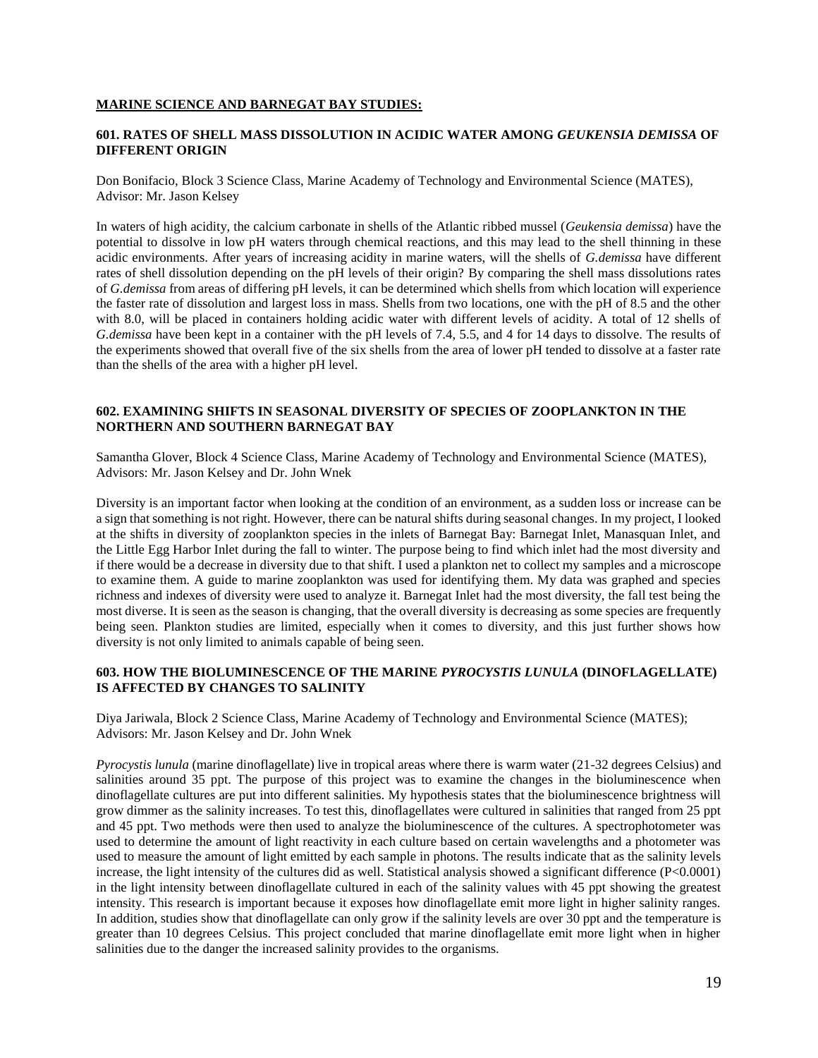## MARINE SCIENCE AND BARNEGAT BAY STUDIES:

### 601. RATES OF SHELL MASS DISSOLUTION IN ACIDIC WATER AMONG *GEUKENSIA DEMISSA* OF DIFFERENT ORIGIN

Don Bonifacio, Block 3 Science Class, Marine Academy of Technology and Environmental Science (MATES), Advisor: Mr. Jason Kelsey

In waters of high acidity, the calcium carbonate in shells of the Atlantic ribbed mussel (*Geukensia demissa*) have the potential to dissolve in low pH waters through chemical reactions, and this may lead to the shell thinning in these acidic environments. After years of increasing acidity in marine waters, will the shells of *G.demissa* have different rates of shell dissolution depending on the pH levels of their origin? By comparing the shell mass dissolutions rates of *G.demissa* from areas of differing pH levels, it can be determined which shells from which location will experience the faster rate of dissolution and largest loss in mass. Shells from two locations, one with the pH of 8.5 and the other with 8.0, will be placed in containers holding acidic water with different levels of acidity. A total of 12 shells of *G.demissa* have been kept in a container with the pH levels of 7.4, 5.5, and 4 for 14 days to dissolve. The results of the experiments showed that overall five of the six shells from the area of lower pH tended to dissolve at a faster rate than the shells of the area with a higher pH level.

### 602. EXAMINING SHIFTS IN SEASONAL DIVERSITY OF SPECIES OF ZOOPLANKTON IN THE NORTHERN AND SOUTHERN BARNEGAT BAY

Samantha Glover, Block 4 Science Class, Marine Academy of Technology and Environmental Science (MATES), Advisors: Mr. Jason Kelsey and Dr. John Wnek

Diversity is an important factor when looking at the condition of an environment, as a sudden loss or increase can be a sign that something is not right. However, there can be natural shifts during seasonal changes. In my project, I looked at the shifts in diversity of zooplankton species in the inlets of Barnegat Bay: Barnegat Inlet, Manasquan Inlet, and the Little Egg Harbor Inlet during the fall to winter. The purpose being to find which inlet had the most diversity and if there would be a decrease in diversity due to that shift. I used a plankton net to collect my samples and a microscope to examine them. A guide to marine zooplankton was used for identifying them. My data was graphed and species richness and indexes of diversity were used to analyze it. Barnegat Inlet had the most diversity, the fall test being the most diverse. It is seen as the season is changing, that the overall diversity is decreasing as some species are frequently being seen. Plankton studies are limited, especially when it comes to diversity, and this just further shows how diversity is not only limited to animals capable of being seen.

### 603. HOW THE BIOLUMINESCENCE OF THE MARINE *PYROCYSTIS LUNULA* (DINOFLAGELLATE) IS AFFECTED BY CHANGES TO SALINITY

Diya Jariwala, Block 2 Science Class, Marine Academy of Technology and Environmental Science (MATES); Advisors: Mr. Jason Kelsey and Dr. John Wnek

*Pyrocystis lunula* (marine dinoflagellate) live in tropical areas where there is warm water (21-32 degrees Celsius) and salinities around 35 ppt. The purpose of this project was to examine the changes in the bioluminescence when dinoflagellate cultures are put into different salinities. My hypothesis states that the bioluminescence brightness will grow dimmer as the salinity increases. To test this, dinoflagellates were cultured in salinities that ranged from 25 ppt and 45 ppt. Two methods were then used to analyze the bioluminescence of the cultures. A spectrophotometer was used to determine the amount of light reactivity in each culture based on certain wavelengths and a photometer was used to measure the amount of light emitted by each sample in photons. The results indicate that as the salinity levels increase, the light intensity of the cultures did as well. Statistical analysis showed a significant difference ($P<0.0001$) in the light intensity between dinoflagellate cultured in each of the salinity values with 45 ppt showing the greatest intensity. This research is important because it exposes how dinoflagellate emit more light in higher salinity ranges. In addition, studies show that dinoflagellate can only grow if the salinity levels are over 30 ppt and the temperature is greater than 10 degrees Celsius. This project concluded that marine dinoflagellate emit more light when in higher salinities due to the danger the increased salinity provides to the organisms.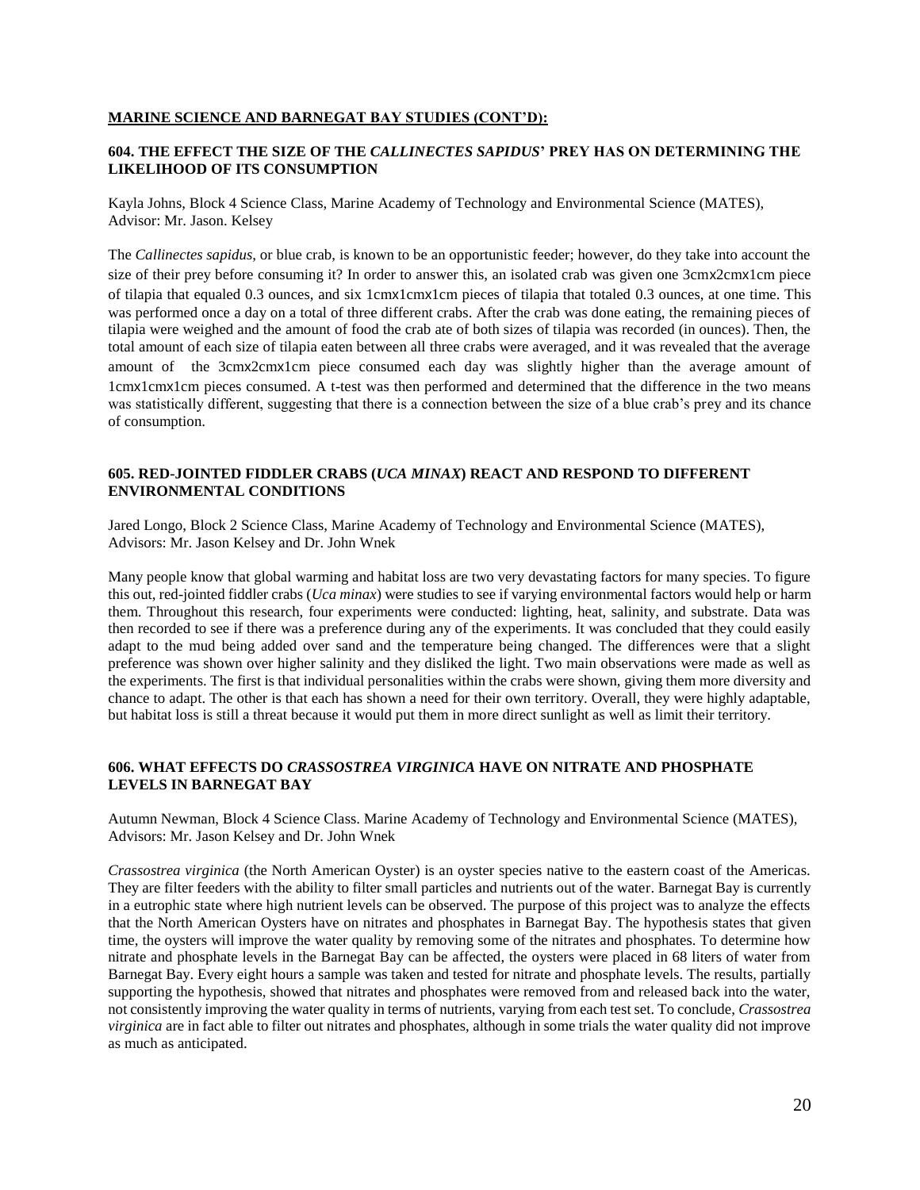**MARINE SCIENCE AND BARNEGAT BAY STUDIES (CONT'D):**

### 604. THE EFFECT THE SIZE OF THE *CALLINECTES SAPIDUS*' PREY HAS ON DETERMINING THE LIKELIHOOD OF ITS CONSUMPTION

Kayla Johns, Block 4 Science Class, Marine Academy of Technology and Environmental Science (MATES), Advisor: Mr. Jason. Kelsey

The *Callinectes sapidus*, or blue crab, is known to be an opportunistic feeder; however, do they take into account the size of their prey before consuming it? In order to answer this, an isolated crab was given one 3cmx2cmx1cm piece of tilapia that equaled 0.3 ounces, and six 1cmx1cmx1cm pieces of tilapia that totaled 0.3 ounces, at one time. This was performed once a day on a total of three different crabs. After the crab was done eating, the remaining pieces of tilapia were weighed and the amount of food the crab ate of both sizes of tilapia was recorded (in ounces). Then, the total amount of each size of tilapia eaten between all three crabs were averaged, and it was revealed that the average amount of the 3cmx2cmx1cm piece consumed each day was slightly higher than the average amount of 1cmx1cmx1cm pieces consumed. A t-test was then performed and determined that the difference in the two means was statistically different, suggesting that there is a connection between the size of a blue crab's prey and its chance of consumption.

### 605. RED-JOINTED FIDDLER CRABS (*UCA MINAX*) REACT AND RESPOND TO DIFFERENT ENVIRONMENTAL CONDITIONS

Jared Longo, Block 2 Science Class, Marine Academy of Technology and Environmental Science (MATES), Advisors: Mr. Jason Kelsey and Dr. John Wnek

Many people know that global warming and habitat loss are two very devastating factors for many species. To figure this out, red-jointed fiddler crabs (*Uca minax*) were studies to see if varying environmental factors would help or harm them. Throughout this research, four experiments were conducted: lighting, heat, salinity, and substrate. Data was then recorded to see if there was a preference during any of the experiments. It was concluded that they could easily adapt to the mud being added over sand and the temperature being changed. The differences were that a slight preference was shown over higher salinity and they disliked the light. Two main observations were made as well as the experiments. The first is that individual personalities within the crabs were shown, giving them more diversity and chance to adapt. The other is that each has shown a need for their own territory. Overall, they were highly adaptable, but habitat loss is still a threat because it would put them in more direct sunlight as well as limit their territory.

### 606. WHAT EFFECTS DO *CRASSOSTREA VIRGINICA* HAVE ON NITRATE AND PHOSPHATE LEVELS IN BARNEGAT BAY

Autumn Newman, Block 4 Science Class. Marine Academy of Technology and Environmental Science (MATES), Advisors: Mr. Jason Kelsey and Dr. John Wnek

*Crassostrea virginica* (the North American Oyster) is an oyster species native to the eastern coast of the Americas. They are filter feeders with the ability to filter small particles and nutrients out of the water. Barnegat Bay is currently in a eutrophic state where high nutrient levels can be observed. The purpose of this project was to analyze the effects that the North American Oysters have on nitrates and phosphates in Barnegat Bay. The hypothesis states that given time, the oysters will improve the water quality by removing some of the nitrates and phosphates. To determine how nitrate and phosphate levels in the Barnegat Bay can be affected, the oysters were placed in 68 liters of water from Barnegat Bay. Every eight hours a sample was taken and tested for nitrate and phosphate levels. The results, partially supporting the hypothesis, showed that nitrates and phosphates were removed from and released back into the water, not consistently improving the water quality in terms of nutrients, varying from each test set. To conclude, *Crassostrea virginica* are in fact able to filter out nitrates and phosphates, although in some trials the water quality did not improve as much as anticipated.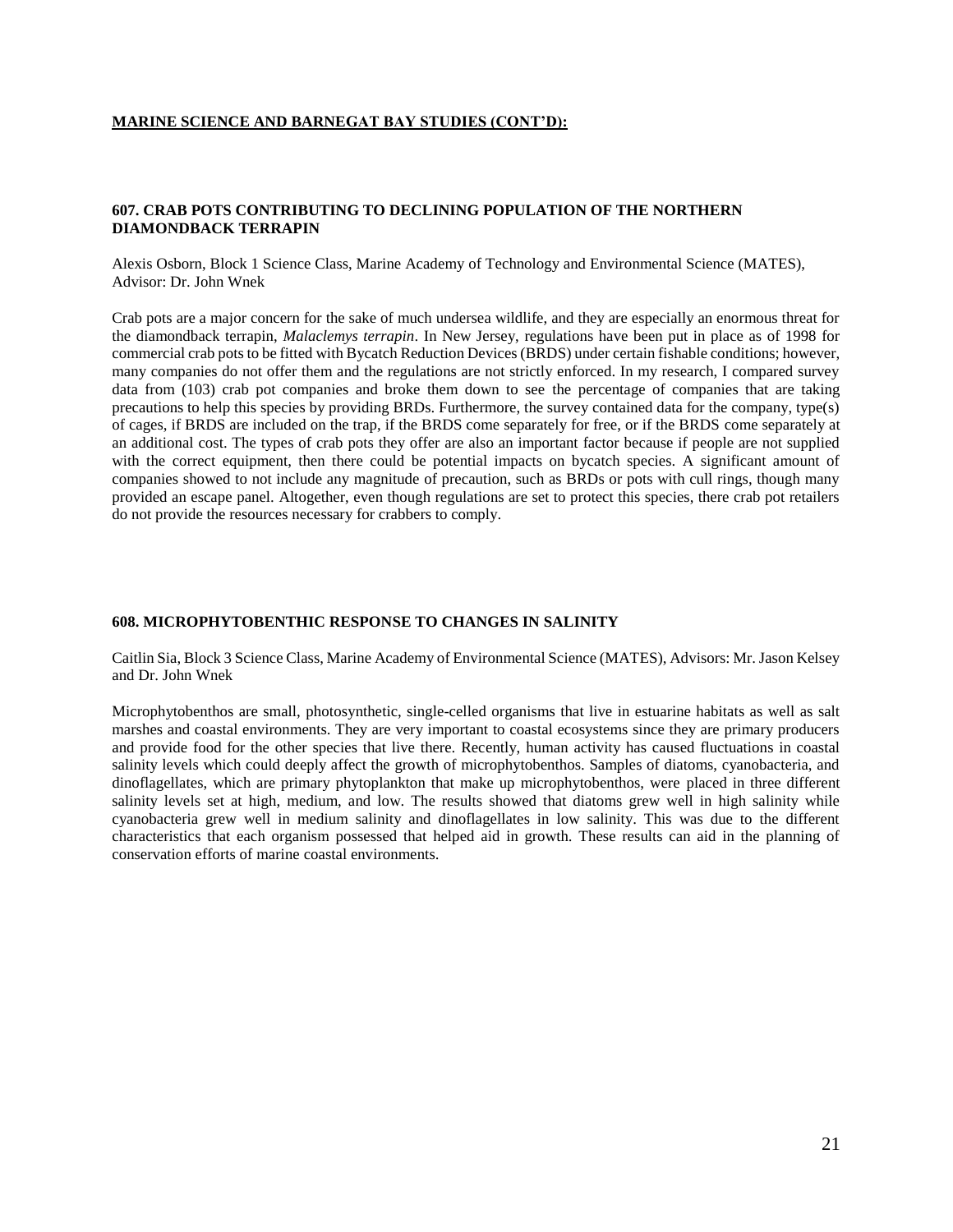**MARINE SCIENCE AND BARNEGAT BAY STUDIES (CONT'D):**

### 607. CRAB POTS CONTRIBUTING TO DECLINING POPULATION OF THE NORTHERN DIAMONDBACK TERRAPIN

Alexis Osborn, Block 1 Science Class, Marine Academy of Technology and Environmental Science (MATES), Advisor: Dr. John Wnek

Crab pots are a major concern for the sake of much undersea wildlife, and they are especially an enormous threat for the diamondback terrapin, *Malaclemys terrapin*. In New Jersey, regulations have been put in place as of 1998 for commercial crab pots to be fitted with Bycatch Reduction Devices (BRDS) under certain fishable conditions; however, many companies do not offer them and the regulations are not strictly enforced. In my research, I compared survey data from (103) crab pot companies and broke them down to see the percentage of companies that are taking precautions to help this species by providing BRDs. Furthermore, the survey contained data for the company, type(s) of cages, if BRDS are included on the trap, if the BRDS come separately for free, or if the BRDS come separately at an additional cost. The types of crab pots they offer are also an important factor because if people are not supplied with the correct equipment, then there could be potential impacts on bycatch species. A significant amount of companies showed to not include any magnitude of precaution, such as BRDs or pots with cull rings, though many provided an escape panel. Altogether, even though regulations are set to protect this species, there crab pot retailers do not provide the resources necessary for crabbers to comply.

### 608. MICROPHYTOBENTHIC RESPONSE TO CHANGES IN SALINITY

Caitlin Sia, Block 3 Science Class, Marine Academy of Environmental Science (MATES), Advisors: Mr. Jason Kelsey and Dr. John Wnek

Microphytobenthos are small, photosynthetic, single-celled organisms that live in estuarine habitats as well as salt marshes and coastal environments. They are very important to coastal ecosystems since they are primary producers and provide food for the other species that live there. Recently, human activity has caused fluctuations in coastal salinity levels which could deeply affect the growth of microphytobenthos. Samples of diatoms, cyanobacteria, and dinoflagellates, which are primary phytoplankton that make up microphytobenthos, were placed in three different salinity levels set at high, medium, and low. The results showed that diatoms grew well in high salinity while cyanobacteria grew well in medium salinity and dinoflagellates in low salinity. This was due to the different characteristics that each organism possessed that helped aid in growth. These results can aid in the planning of conservation efforts of marine coastal environments.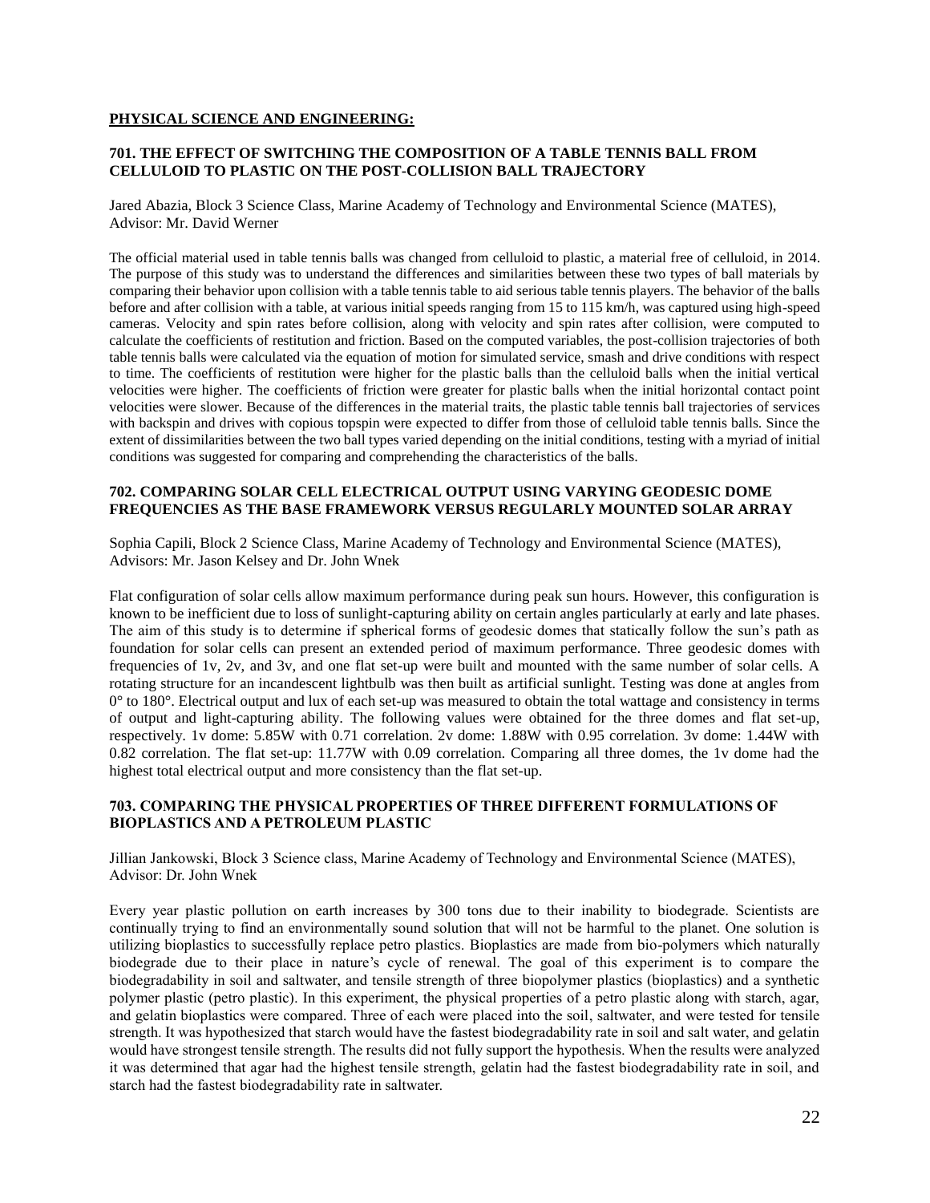## PHYSICAL SCIENCE AND ENGINEERING:

### 701. THE EFFECT OF SWITCHING THE COMPOSITION OF A TABLE TENNIS BALL FROM CELLULOID TO PLASTIC ON THE POST-COLLISION BALL TRAJECTORY

Jared Abazia, Block 3 Science Class, Marine Academy of Technology and Environmental Science (MATES), Advisor: Mr. David Werner

The official material used in table tennis balls was changed from celluloid to plastic, a material free of celluloid, in 2014. The purpose of this study was to understand the differences and similarities between these two types of ball materials by comparing their behavior upon collision with a table tennis table to aid serious table tennis players. The behavior of the balls before and after collision with a table, at various initial speeds ranging from 15 to 115 km/h, was captured using high-speed cameras. Velocity and spin rates before collision, along with velocity and spin rates after collision, were computed to calculate the coefficients of restitution and friction. Based on the computed variables, the post-collision trajectories of both table tennis balls were calculated via the equation of motion for simulated service, smash and drive conditions with respect to time. The coefficients of restitution were higher for the plastic balls than the celluloid balls when the initial vertical velocities were higher. The coefficients of friction were greater for plastic balls when the initial horizontal contact point velocities were slower. Because of the differences in the material traits, the plastic table tennis ball trajectories of services with backspin and drives with copious topspin were expected to differ from those of celluloid table tennis balls. Since the extent of dissimilarities between the two ball types varied depending on the initial conditions, testing with a myriad of initial conditions was suggested for comparing and comprehending the characteristics of the balls.

### 702. COMPARING SOLAR CELL ELECTRICAL OUTPUT USING VARYING GEODESIC DOME FREQUENCIES AS THE BASE FRAMEWORK VERSUS REGULARLY MOUNTED SOLAR ARRAY

Sophia Capili, Block 2 Science Class, Marine Academy of Technology and Environmental Science (MATES), Advisors: Mr. Jason Kelsey and Dr. John Wnek

Flat configuration of solar cells allow maximum performance during peak sun hours. However, this configuration is known to be inefficient due to loss of sunlight-capturing ability on certain angles particularly at early and late phases. The aim of this study is to determine if spherical forms of geodesic domes that statically follow the sun's path as foundation for solar cells can present an extended period of maximum performance. Three geodesic domes with frequencies of 1v, 2v, and 3v, and one flat set-up were built and mounted with the same number of solar cells. A rotating structure for an incandescent lightbulb was then built as artificial sunlight. Testing was done at angles from 0° to 180°. Electrical output and lux of each set-up was measured to obtain the total wattage and consistency in terms of output and light-capturing ability. The following values were obtained for the three domes and flat set-up, respectively. 1v dome: 5.85W with 0.71 correlation. 2v dome: 1.88W with 0.95 correlation. 3v dome: 1.44W with 0.82 correlation. The flat set-up: 11.77W with 0.09 correlation. Comparing all three domes, the 1v dome had the highest total electrical output and more consistency than the flat set-up.

### 703. COMPARING THE PHYSICAL PROPERTIES OF THREE DIFFERENT FORMULATIONS OF BIOPLASTICS AND A PETROLEUM PLASTIC

Jillian Jankowski, Block 3 Science class, Marine Academy of Technology and Environmental Science (MATES), Advisor: Dr. John Wnek

Every year plastic pollution on earth increases by 300 tons due to their inability to biodegrade. Scientists are continually trying to find an environmentally sound solution that will not be harmful to the planet. One solution is utilizing bioplastics to successfully replace petro plastics. Bioplastics are made from bio-polymers which naturally biodegrade due to their place in nature's cycle of renewal. The goal of this experiment is to compare the biodegradability in soil and saltwater, and tensile strength of three biopolymer plastics (bioplastics) and a synthetic polymer plastic (petro plastic). In this experiment, the physical properties of a petro plastic along with starch, agar, and gelatin bioplastics were compared. Three of each were placed into the soil, saltwater, and were tested for tensile strength. It was hypothesized that starch would have the fastest biodegradability rate in soil and salt water, and gelatin would have strongest tensile strength. The results did not fully support the hypothesis. When the results were analyzed it was determined that agar had the highest tensile strength, gelatin had the fastest biodegradability rate in soil, and starch had the fastest biodegradability rate in saltwater.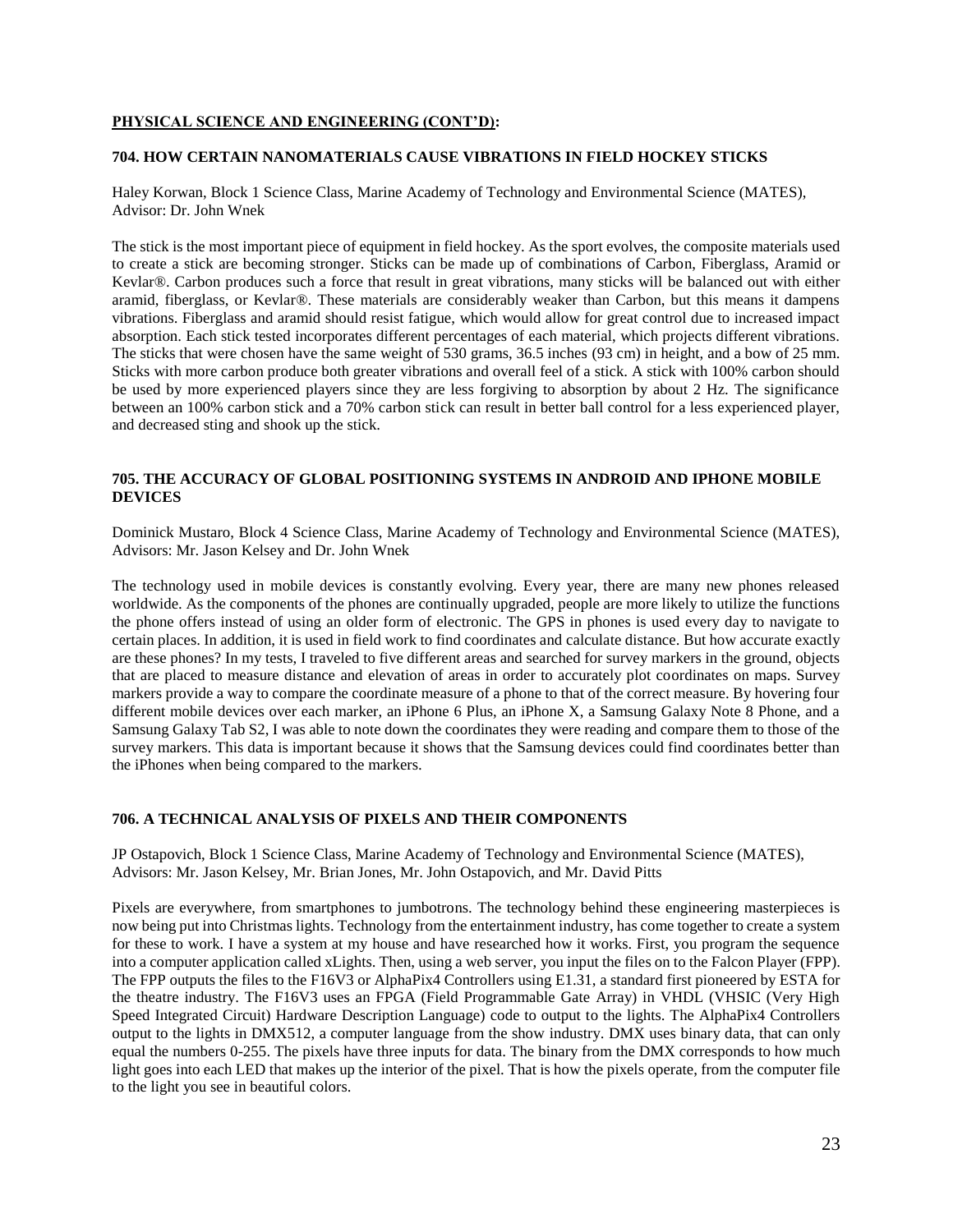**PHYSICAL SCIENCE AND ENGINEERING (CONT'D):**

### 704. HOW CERTAIN NANOMATERIALS CAUSE VIBRATIONS IN FIELD HOCKEY STICKS

Haley Korwan, Block 1 Science Class, Marine Academy of Technology and Environmental Science (MATES), Advisor: Dr. John Wnek

The stick is the most important piece of equipment in field hockey. As the sport evolves, the composite materials used to create a stick are becoming stronger. Sticks can be made up of combinations of Carbon, Fiberglass, Aramid or Kevlar®. Carbon produces such a force that result in great vibrations, many sticks will be balanced out with either aramid, fiberglass, or Kevlar®. These materials are considerably weaker than Carbon, but this means it dampens vibrations. Fiberglass and aramid should resist fatigue, which would allow for great control due to increased impact absorption. Each stick tested incorporates different percentages of each material, which projects different vibrations. The sticks that were chosen have the same weight of 530 grams, 36.5 inches (93 cm) in height, and a bow of 25 mm. Sticks with more carbon produce both greater vibrations and overall feel of a stick. A stick with 100% carbon should be used by more experienced players since they are less forgiving to absorption by about 2 Hz. The significance between an 100% carbon stick and a 70% carbon stick can result in better ball control for a less experienced player, and decreased sting and shook up the stick.

### 705. THE ACCURACY OF GLOBAL POSITIONING SYSTEMS IN ANDROID AND IPHONE MOBILE DEVICES

Dominick Mustaro, Block 4 Science Class, Marine Academy of Technology and Environmental Science (MATES), Advisors: Mr. Jason Kelsey and Dr. John Wnek

The technology used in mobile devices is constantly evolving. Every year, there are many new phones released worldwide. As the components of the phones are continually upgraded, people are more likely to utilize the functions the phone offers instead of using an older form of electronic. The GPS in phones is used every day to navigate to certain places. In addition, it is used in field work to find coordinates and calculate distance. But how accurate exactly are these phones? In my tests, I traveled to five different areas and searched for survey markers in the ground, objects that are placed to measure distance and elevation of areas in order to accurately plot coordinates on maps. Survey markers provide a way to compare the coordinate measure of a phone to that of the correct measure. By hovering four different mobile devices over each marker, an iPhone 6 Plus, an iPhone X, a Samsung Galaxy Note 8 Phone, and a Samsung Galaxy Tab S2, I was able to note down the coordinates they were reading and compare them to those of the survey markers. This data is important because it shows that the Samsung devices could find coordinates better than the iPhones when being compared to the markers.

### 706. A TECHNICAL ANALYSIS OF PIXELS AND THEIR COMPONENTS

JP Ostapovich, Block 1 Science Class, Marine Academy of Technology and Environmental Science (MATES), Advisors: Mr. Jason Kelsey, Mr. Brian Jones, Mr. John Ostapovich, and Mr. David Pitts

Pixels are everywhere, from smartphones to jumbotrons. The technology behind these engineering masterpieces is now being put into Christmas lights. Technology from the entertainment industry, has come together to create a system for these to work. I have a system at my house and have researched how it works. First, you program the sequence into a computer application called xLights. Then, using a web server, you input the files on to the Falcon Player (FPP). The FPP outputs the files to the F16V3 or AlphaPix4 Controllers using E1.31, a standard first pioneered by ESTA for the theatre industry. The F16V3 uses an FPGA (Field Programmable Gate Array) in VHDL (VHSIC (Very High Speed Integrated Circuit) Hardware Description Language) code to output to the lights. The AlphaPix4 Controllers output to the lights in DMX512, a computer language from the show industry. DMX uses binary data, that can only equal the numbers 0-255. The pixels have three inputs for data. The binary from the DMX corresponds to how much light goes into each LED that makes up the interior of the pixel. That is how the pixels operate, from the computer file to the light you see in beautiful colors.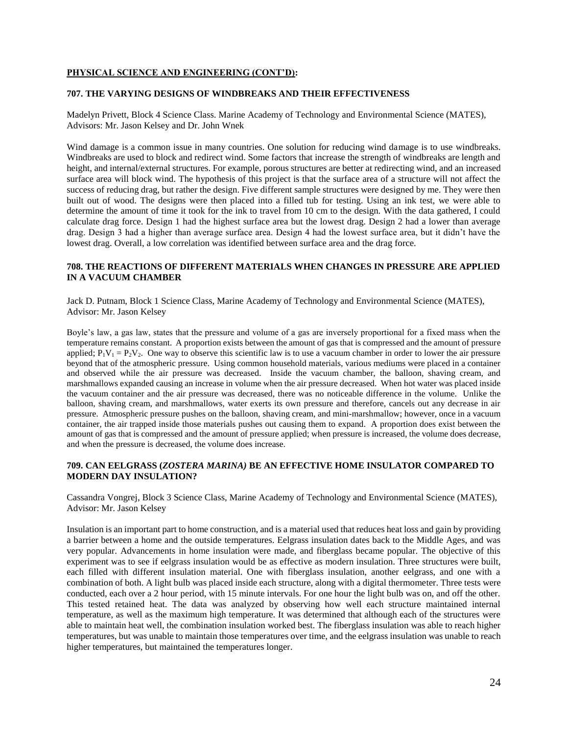**PHYSICAL SCIENCE AND ENGINEERING (CONT'D):**

### 707. THE VARYING DESIGNS OF WINDBREAKS AND THEIR EFFECTIVENESS

Madelyn Privett, Block 4 Science Class. Marine Academy of Technology and Environmental Science (MATES), Advisors: Mr. Jason Kelsey and Dr. John Wnek

Wind damage is a common issue in many countries. One solution for reducing wind damage is to use windbreaks. Windbreaks are used to block and redirect wind. Some factors that increase the strength of windbreaks are length and height, and internal/external structures. For example, porous structures are better at redirecting wind, and an increased surface area will block wind. The hypothesis of this project is that the surface area of a structure will not affect the success of reducing drag, but rather the design. Five different sample structures were designed by me. They were then built out of wood. The designs were then placed into a filled tub for testing. Using an ink test, we were able to determine the amount of time it took for the ink to travel from 10 cm to the design. With the data gathered, I could calculate drag force. Design 1 had the highest surface area but the lowest drag. Design 2 had a lower than average drag. Design 3 had a higher than average surface area. Design 4 had the lowest surface area, but it didn't have the lowest drag. Overall, a low correlation was identified between surface area and the drag force.

### 708. THE REACTIONS OF DIFFERENT MATERIALS WHEN CHANGES IN PRESSURE ARE APPLIED IN A VACUUM CHAMBER

Jack D. Putnam, Block 1 Science Class, Marine Academy of Technology and Environmental Science (MATES), Advisor: Mr. Jason Kelsey

Boyle's law, a gas law, states that the pressure and volume of a gas are inversely proportional for a fixed mass when the temperature remains constant. A proportion exists between the amount of gas that is compressed and the amount of pressure applied; $P_1V_1 = P_2V_2$. One way to observe this scientific law is to use a vacuum chamber in order to lower the air pressure beyond that of the atmospheric pressure. Using common household materials, various mediums were placed in a container and observed while the air pressure was decreased. Inside the vacuum chamber, the balloon, shaving cream, and marshmallows expanded causing an increase in volume when the air pressure decreased. When hot water was placed inside the vacuum container and the air pressure was decreased, there was no noticeable difference in the volume. Unlike the balloon, shaving cream, and marshmallows, water exerts its own pressure and therefore, cancels out any decrease in air pressure. Atmospheric pressure pushes on the balloon, shaving cream, and mini-marshmallow; however, once in a vacuum container, the air trapped inside those materials pushes out causing them to expand. A proportion does exist between the amount of gas that is compressed and the amount of pressure applied; when pressure is increased, the volume does decrease, and when the pressure is decreased, the volume does increase.

### 709. CAN EELGRASS (*ZOSTERA MARINA)* BE AN EFFECTIVE HOME INSULATOR COMPARED TO MODERN DAY INSULATION?

Cassandra Vongrej, Block 3 Science Class, Marine Academy of Technology and Environmental Science (MATES), Advisor: Mr. Jason Kelsey

Insulation is an important part to home construction, and is a material used that reduces heat loss and gain by providing a barrier between a home and the outside temperatures. Eelgrass insulation dates back to the Middle Ages, and was very popular. Advancements in home insulation were made, and fiberglass became popular. The objective of this experiment was to see if eelgrass insulation would be as effective as modern insulation. Three structures were built, each filled with different insulation material. One with fiberglass insulation, another eelgrass, and one with a combination of both. A light bulb was placed inside each structure, along with a digital thermometer. Three tests were conducted, each over a 2 hour period, with 15 minute intervals. For one hour the light bulb was on, and off the other. This tested retained heat. The data was analyzed by observing how well each structure maintained internal temperature, as well as the maximum high temperature. It was determined that although each of the structures were able to maintain heat well, the combination insulation worked best. The fiberglass insulation was able to reach higher temperatures, but was unable to maintain those temperatures over time, and the eelgrass insulation was unable to reach higher temperatures, but maintained the temperatures longer.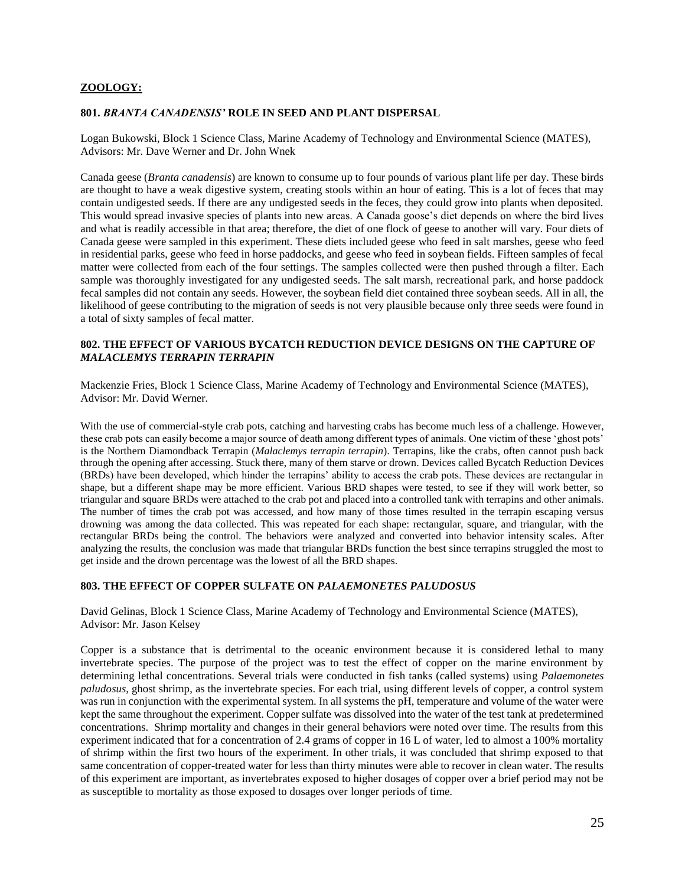## ZOOLOGY:

### 801. *BRANTA CANADENSIS'* ROLE IN SEED AND PLANT DISPERSAL

Logan Bukowski, Block 1 Science Class, Marine Academy of Technology and Environmental Science (MATES), Advisors: Mr. Dave Werner and Dr. John Wnek

Canada geese (*Branta canadensis*) are known to consume up to four pounds of various plant life per day. These birds are thought to have a weak digestive system, creating stools within an hour of eating. This is a lot of feces that may contain undigested seeds. If there are any undigested seeds in the feces, they could grow into plants when deposited. This would spread invasive species of plants into new areas. A Canada goose's diet depends on where the bird lives and what is readily accessible in that area; therefore, the diet of one flock of geese to another will vary. Four diets of Canada geese were sampled in this experiment. These diets included geese who feed in salt marshes, geese who feed in residential parks, geese who feed in horse paddocks, and geese who feed in soybean fields. Fifteen samples of fecal matter were collected from each of the four settings. The samples collected were then pushed through a filter. Each sample was thoroughly investigated for any undigested seeds. The salt marsh, recreational park, and horse paddock fecal samples did not contain any seeds. However, the soybean field diet contained three soybean seeds. All in all, the likelihood of geese contributing to the migration of seeds is not very plausible because only three seeds were found in a total of sixty samples of fecal matter.

### 802. THE EFFECT OF VARIOUS BYCATCH REDUCTION DEVICE DESIGNS ON THE CAPTURE OF *MALACLEMYS TERRAPIN TERRAPIN*

Mackenzie Fries, Block 1 Science Class, Marine Academy of Technology and Environmental Science (MATES), Advisor: Mr. David Werner.

With the use of commercial-style crab pots, catching and harvesting crabs has become much less of a challenge. However, these crab pots can easily become a major source of death among different types of animals. One victim of these 'ghost pots' is the Northern Diamondback Terrapin (*Malaclemys terrapin terrapin*). Terrapins, like the crabs, often cannot push back through the opening after accessing. Stuck there, many of them starve or drown. Devices called Bycatch Reduction Devices (BRDs) have been developed, which hinder the terrapins' ability to access the crab pots. These devices are rectangular in shape, but a different shape may be more efficient. Various BRD shapes were tested, to see if they will work better, so triangular and square BRDs were attached to the crab pot and placed into a controlled tank with terrapins and other animals. The number of times the crab pot was accessed, and how many of those times resulted in the terrapin escaping versus drowning was among the data collected. This was repeated for each shape: rectangular, square, and triangular, with the rectangular BRDs being the control. The behaviors were analyzed and converted into behavior intensity scales. After analyzing the results, the conclusion was made that triangular BRDs function the best since terrapins struggled the most to get inside and the drown percentage was the lowest of all the BRD shapes.

### 803. THE EFFECT OF COPPER SULFATE ON *PALAEMONETES PALUDOSUS*

David Gelinas, Block 1 Science Class, Marine Academy of Technology and Environmental Science (MATES), Advisor: Mr. Jason Kelsey

Copper is a substance that is detrimental to the oceanic environment because it is considered lethal to many invertebrate species. The purpose of the project was to test the effect of copper on the marine environment by determining lethal concentrations. Several trials were conducted in fish tanks (called systems) using *Palaemonetes paludosus*, ghost shrimp, as the invertebrate species. For each trial, using different levels of copper, a control system was run in conjunction with the experimental system. In all systems the pH, temperature and volume of the water were kept the same throughout the experiment. Copper sulfate was dissolved into the water of the test tank at predetermined concentrations. Shrimp mortality and changes in their general behaviors were noted over time. The results from this experiment indicated that for a concentration of 2.4 grams of copper in 16 L of water, led to almost a 100% mortality of shrimp within the first two hours of the experiment. In other trials, it was concluded that shrimp exposed to that same concentration of copper-treated water for less than thirty minutes were able to recover in clean water. The results of this experiment are important, as invertebrates exposed to higher dosages of copper over a brief period may not be as susceptible to mortality as those exposed to dosages over longer periods of time.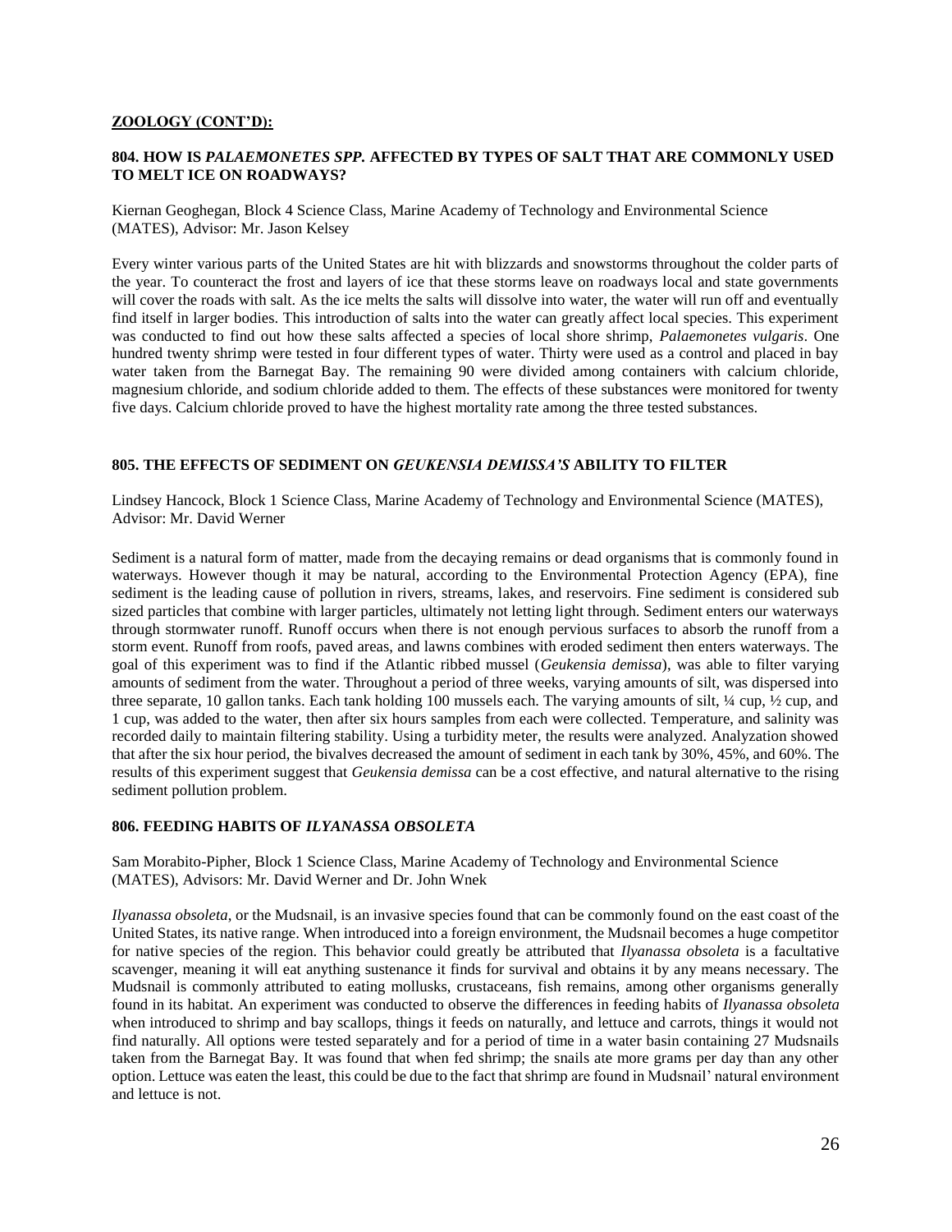**ZOOLOGY (CONT'D):**

### 804. HOW IS *PALAEMONETES SPP.* AFFECTED BY TYPES OF SALT THAT ARE COMMONLY USED TO MELT ICE ON ROADWAYS?

Kiernan Geoghegan, Block 4 Science Class, Marine Academy of Technology and Environmental Science (MATES), Advisor: Mr. Jason Kelsey

Every winter various parts of the United States are hit with blizzards and snowstorms throughout the colder parts of the year. To counteract the frost and layers of ice that these storms leave on roadways local and state governments will cover the roads with salt. As the ice melts the salts will dissolve into water, the water will run off and eventually find itself in larger bodies. This introduction of salts into the water can greatly affect local species. This experiment was conducted to find out how these salts affected a species of local shore shrimp, *Palaemonetes vulgaris*. One hundred twenty shrimp were tested in four different types of water. Thirty were used as a control and placed in bay water taken from the Barnegat Bay. The remaining 90 were divided among containers with calcium chloride, magnesium chloride, and sodium chloride added to them. The effects of these substances were monitored for twenty five days. Calcium chloride proved to have the highest mortality rate among the three tested substances.

### 805. THE EFFECTS OF SEDIMENT ON *GEUKENSIA DEMISSA'S* ABILITY TO FILTER

Lindsey Hancock, Block 1 Science Class, Marine Academy of Technology and Environmental Science (MATES), Advisor: Mr. David Werner

Sediment is a natural form of matter, made from the decaying remains or dead organisms that is commonly found in waterways. However though it may be natural, according to the Environmental Protection Agency (EPA), fine sediment is the leading cause of pollution in rivers, streams, lakes, and reservoirs. Fine sediment is considered sub sized particles that combine with larger particles, ultimately not letting light through. Sediment enters our waterways through stormwater runoff. Runoff occurs when there is not enough pervious surfaces to absorb the runoff from a storm event. Runoff from roofs, paved areas, and lawns combines with eroded sediment then enters waterways. The goal of this experiment was to find if the Atlantic ribbed mussel (*Geukensia demissa*), was able to filter varying amounts of sediment from the water. Throughout a period of three weeks, varying amounts of silt, was dispersed into three separate, 10 gallon tanks. Each tank holding 100 mussels each. The varying amounts of silt, ¼ cup, ½ cup, and 1 cup, was added to the water, then after six hours samples from each were collected. Temperature, and salinity was recorded daily to maintain filtering stability. Using a turbidity meter, the results were analyzed. Analyzation showed that after the six hour period, the bivalves decreased the amount of sediment in each tank by 30%, 45%, and 60%. The results of this experiment suggest that *Geukensia demissa* can be a cost effective, and natural alternative to the rising sediment pollution problem.

### 806. FEEDING HABITS OF *ILYANASSA OBSOLETA*

Sam Morabito-Pipher, Block 1 Science Class, Marine Academy of Technology and Environmental Science (MATES), Advisors: Mr. David Werner and Dr. John Wnek

*Ilyanassa obsoleta*, or the Mudsnail, is an invasive species found that can be commonly found on the east coast of the United States, its native range. When introduced into a foreign environment, the Mudsnail becomes a huge competitor for native species of the region. This behavior could greatly be attributed that *Ilyanassa obsoleta* is a facultative scavenger, meaning it will eat anything sustenance it finds for survival and obtains it by any means necessary. The Mudsnail is commonly attributed to eating mollusks, crustaceans, fish remains, among other organisms generally found in its habitat. An experiment was conducted to observe the differences in feeding habits of *Ilyanassa obsoleta* when introduced to shrimp and bay scallops, things it feeds on naturally, and lettuce and carrots, things it would not find naturally. All options were tested separately and for a period of time in a water basin containing 27 Mudsnails taken from the Barnegat Bay. It was found that when fed shrimp; the snails ate more grams per day than any other option. Lettuce was eaten the least, this could be due to the fact that shrimp are found in Mudsnail' natural environment and lettuce is not.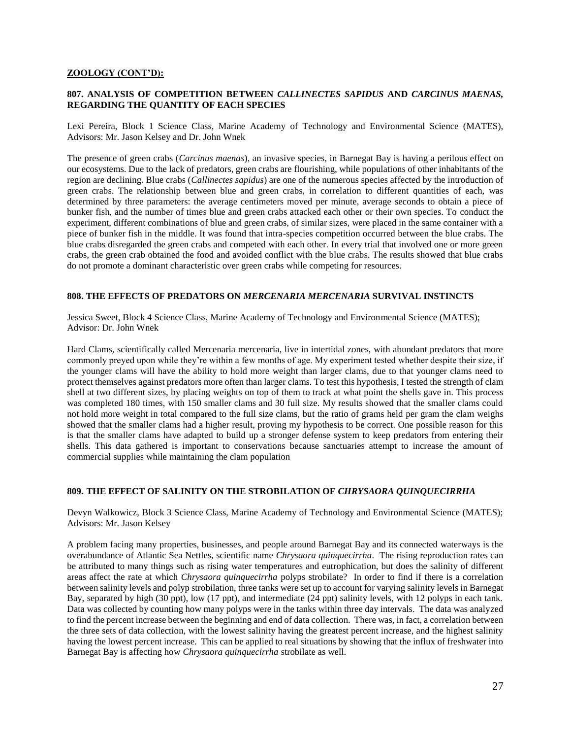**ZOOLOGY (CONT'D):**

### 807. ANALYSIS OF COMPETITION BETWEEN *CALLINECTES SAPIDUS* AND *CARCINUS MAENAS*, REGARDING THE QUANTITY OF EACH SPECIES

Lexi Pereira, Block 1 Science Class, Marine Academy of Technology and Environmental Science (MATES), Advisors: Mr. Jason Kelsey and Dr. John Wnek

The presence of green crabs (*Carcinus maenas*), an invasive species, in Barnegat Bay is having a perilous effect on our ecosystems. Due to the lack of predators, green crabs are flourishing, while populations of other inhabitants of the region are declining. Blue crabs (*Callinectes sapidus*) are one of the numerous species affected by the introduction of green crabs. The relationship between blue and green crabs, in correlation to different quantities of each, was determined by three parameters: the average centimeters moved per minute, average seconds to obtain a piece of bunker fish, and the number of times blue and green crabs attacked each other or their own species. To conduct the experiment, different combinations of blue and green crabs, of similar sizes, were placed in the same container with a piece of bunker fish in the middle. It was found that intra-species competition occurred between the blue crabs. The blue crabs disregarded the green crabs and competed with each other. In every trial that involved one or more green crabs, the green crab obtained the food and avoided conflict with the blue crabs. The results showed that blue crabs do not promote a dominant characteristic over green crabs while competing for resources.

### 808. THE EFFECTS OF PREDATORS ON *MERCENARIA MERCENARIA* SURVIVAL INSTINCTS

Jessica Sweet, Block 4 Science Class, Marine Academy of Technology and Environmental Science (MATES); Advisor: Dr. John Wnek

Hard Clams, scientifically called Mercenaria mercenaria, live in intertidal zones, with abundant predators that more commonly preyed upon while they're within a few months of age. My experiment tested whether despite their size, if the younger clams will have the ability to hold more weight than larger clams, due to that younger clams need to protect themselves against predators more often than larger clams. To test this hypothesis, I tested the strength of clam shell at two different sizes, by placing weights on top of them to track at what point the shells gave in. This process was completed 180 times, with 150 smaller clams and 30 full size. My results showed that the smaller clams could not hold more weight in total compared to the full size clams, but the ratio of grams held per gram the clam weighs showed that the smaller clams had a higher result, proving my hypothesis to be correct. One possible reason for this is that the smaller clams have adapted to build up a stronger defense system to keep predators from entering their shells. This data gathered is important to conservations because sanctuaries attempt to increase the amount of commercial supplies while maintaining the clam population

### 809. THE EFFECT OF SALINITY ON THE STROBILATION OF *CHRYSAORA QUINQUECIRRHA*

Devyn Walkowicz, Block 3 Science Class, Marine Academy of Technology and Environmental Science (MATES); Advisors: Mr. Jason Kelsey

A problem facing many properties, businesses, and people around Barnegat Bay and its connected waterways is the overabundance of Atlantic Sea Nettles, scientific name *Chrysaora quinquecirrha*. The rising reproduction rates can be attributed to many things such as rising water temperatures and eutrophication, but does the salinity of different areas affect the rate at which *Chrysaora quinquecirrha* polyps strobilate? In order to find if there is a correlation between salinity levels and polyp strobilation, three tanks were set up to account for varying salinity levels in Barnegat Bay, separated by high (30 ppt), low (17 ppt), and intermediate (24 ppt) salinity levels, with 12 polyps in each tank. Data was collected by counting how many polyps were in the tanks within three day intervals. The data was analyzed to find the percent increase between the beginning and end of data collection. There was, in fact, a correlation between the three sets of data collection, with the lowest salinity having the greatest percent increase, and the highest salinity having the lowest percent increase. This can be applied to real situations by showing that the influx of freshwater into Barnegat Bay is affecting how *Chrysaora quinquecirrha* strobilate as well.